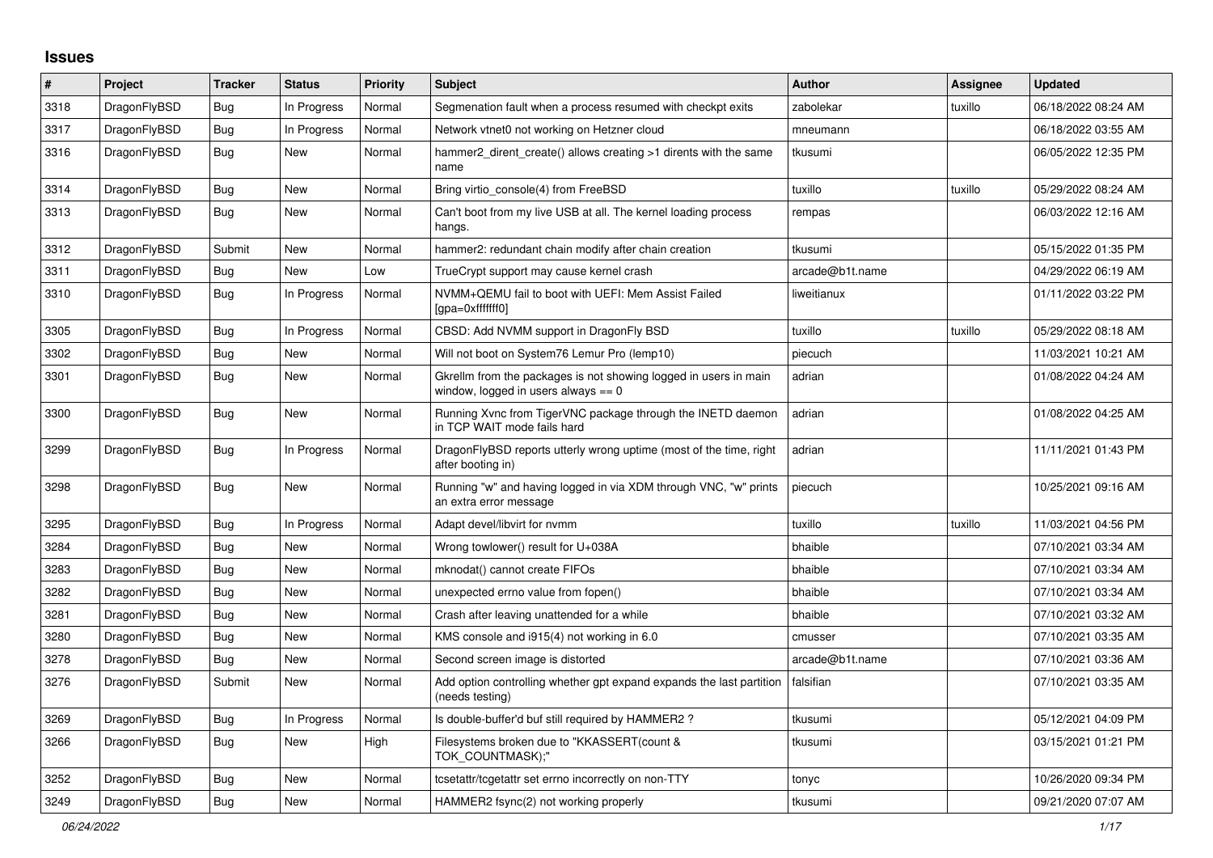# Issues

| # | Project | Tracker | Status | Priority | Subject | Author | Assignee | Updated |
|---|---|---|---|---|---|---|---|---|
| 3318 | DragonFlyBSD | Bug | In Progress | Normal | Segmenation fault when a process resumed with checkpt exits | zabolekar | tuxillo | 06/18/2022 08:24 AM |
| 3317 | DragonFlyBSD | Bug | In Progress | Normal | Network vtnet0 not working on Hetzner cloud | mneumann | | 06/18/2022 03:55 AM |
| 3316 | DragonFlyBSD | Bug | New | Normal | hammer2_dirent_create() allows creating >1 dirents with the same name | tkusumi | | 06/05/2022 12:35 PM |
| 3314 | DragonFlyBSD | Bug | New | Normal | Bring virtio_console(4) from FreeBSD | tuxillo | tuxillo | 05/29/2022 08:24 AM |
| 3313 | DragonFlyBSD | Bug | New | Normal | Can't boot from my live USB at all. The kernel loading process hangs. | rempas | | 06/03/2022 12:16 AM |
| 3312 | DragonFlyBSD | Submit | New | Normal | hammer2: redundant chain modify after chain creation | tkusumi | | 05/15/2022 01:35 PM |
| 3311 | DragonFlyBSD | Bug | New | Low | TrueCrypt support may cause kernel crash | arcade@b1t.name | | 04/29/2022 06:19 AM |
| 3310 | DragonFlyBSD | Bug | In Progress | Normal | NVMM+QEMU fail to boot with UEFI: Mem Assist Failed [gpa=0xfffffff0] | liweitianux | | 01/11/2022 03:22 PM |
| 3305 | DragonFlyBSD | Bug | In Progress | Normal | CBSD: Add NVMM support in DragonFly BSD | tuxillo | tuxillo | 05/29/2022 08:18 AM |
| 3302 | DragonFlyBSD | Bug | New | Normal | Will not boot on System76 Lemur Pro (lemp10) | piecuch | | 11/03/2021 10:21 AM |
| 3301 | DragonFlyBSD | Bug | New | Normal | Gkrellm from the packages is not showing logged in users in main window, logged in users always == 0 | adrian | | 01/08/2022 04:24 AM |
| 3300 | DragonFlyBSD | Bug | New | Normal | Running Xvnc from TigerVNC package through the INETD daemon in TCP WAIT mode fails hard | adrian | | 01/08/2022 04:25 AM |
| 3299 | DragonFlyBSD | Bug | In Progress | Normal | DragonFlyBSD reports utterly wrong uptime (most of the time, right after booting in) | adrian | | 11/11/2021 01:43 PM |
| 3298 | DragonFlyBSD | Bug | New | Normal | Running "w" and having logged in via XDM through VNC, "w" prints an extra error message | piecuch | | 10/25/2021 09:16 AM |
| 3295 | DragonFlyBSD | Bug | In Progress | Normal | Adapt devel/libvirt for nvmm | tuxillo | tuxillo | 11/03/2021 04:56 PM |
| 3284 | DragonFlyBSD | Bug | New | Normal | Wrong towlower() result for U+038A | bhaible | | 07/10/2021 03:34 AM |
| 3283 | DragonFlyBSD | Bug | New | Normal | mknodat() cannot create FIFOs | bhaible | | 07/10/2021 03:34 AM |
| 3282 | DragonFlyBSD | Bug | New | Normal | unexpected errno value from fopen() | bhaible | | 07/10/2021 03:34 AM |
| 3281 | DragonFlyBSD | Bug | New | Normal | Crash after leaving unattended for a while | bhaible | | 07/10/2021 03:32 AM |
| 3280 | DragonFlyBSD | Bug | New | Normal | KMS console and i915(4) not working in 6.0 | cmusser | | 07/10/2021 03:35 AM |
| 3278 | DragonFlyBSD | Bug | New | Normal | Second screen image is distorted | arcade@b1t.name | | 07/10/2021 03:36 AM |
| 3276 | DragonFlyBSD | Submit | New | Normal | Add option controlling whether gpt expand expands the last partition (needs testing) | falsifian | | 07/10/2021 03:35 AM |
| 3269 | DragonFlyBSD | Bug | In Progress | Normal | Is double-buffer'd buf still required by HAMMER2 ? | tkusumi | | 05/12/2021 04:09 PM |
| 3266 | DragonFlyBSD | Bug | New | High | Filesystems broken due to "KKASSERT(count & TOK_COUNTMASK);" | tkusumi | | 03/15/2021 01:21 PM |
| 3252 | DragonFlyBSD | Bug | New | Normal | tcsetattr/tcgetattr set errno incorrectly on non-TTY | tonyc | | 10/26/2020 09:34 PM |
| 3249 | DragonFlyBSD | Bug | New | Normal | HAMMER2 fsync(2) not working properly | tkusumi | | 09/21/2020 07:07 AM |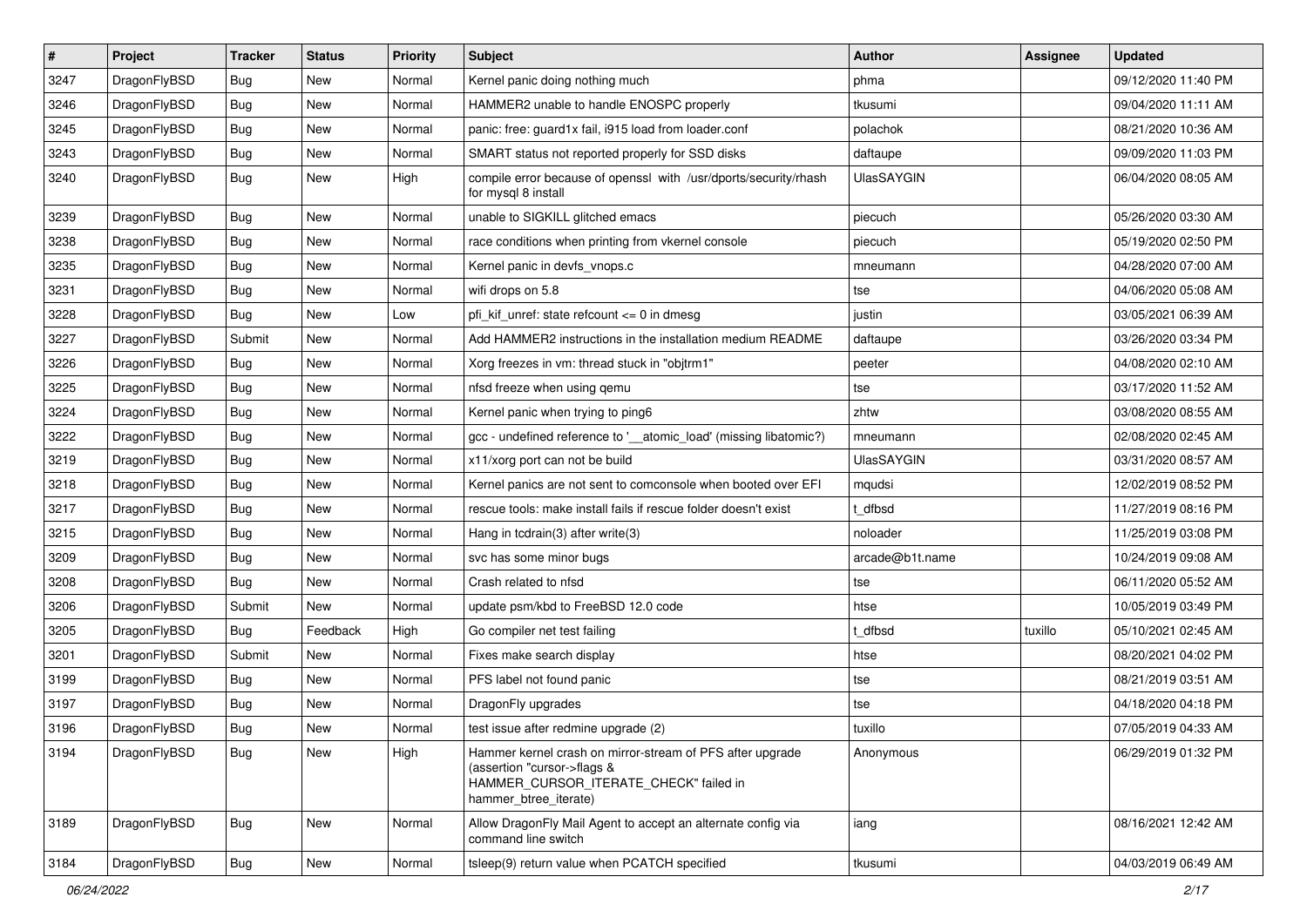| # | Project | Tracker | Status | Priority | Subject | Author | Assignee | Updated |
|---|---|---|---|---|---|---|---|---|
| 3247 | DragonFlyBSD | Bug | New | Normal | Kernel panic doing nothing much | phma | | 09/12/2020 11:40 PM |
| 3246 | DragonFlyBSD | Bug | New | Normal | HAMMER2 unable to handle ENOSPC properly | tkusumi | | 09/04/2020 11:11 AM |
| 3245 | DragonFlyBSD | Bug | New | Normal | panic: free: guard1x fail, i915 load from loader.conf | polachok | | 08/21/2020 10:36 AM |
| 3243 | DragonFlyBSD | Bug | New | Normal | SMART status not reported properly for SSD disks | daftaupe | | 09/09/2020 11:03 PM |
| 3240 | DragonFlyBSD | Bug | New | High | compile error because of openssl with /usr/dports/security/rhash for mysql 8 install | UlasSAYGIN | | 06/04/2020 08:05 AM |
| 3239 | DragonFlyBSD | Bug | New | Normal | unable to SIGKILL glitched emacs | piecuch | | 05/26/2020 03:30 AM |
| 3238 | DragonFlyBSD | Bug | New | Normal | race conditions when printing from vkernel console | piecuch | | 05/19/2020 02:50 PM |
| 3235 | DragonFlyBSD | Bug | New | Normal | Kernel panic in devfs_vnops.c | mneumann | | 04/28/2020 07:00 AM |
| 3231 | DragonFlyBSD | Bug | New | Normal | wifi drops on 5.8 | tse | | 04/06/2020 05:08 AM |
| 3228 | DragonFlyBSD | Bug | New | Low | pfi_kif_unref: state refcount <= 0 in dmesg | justin | | 03/05/2021 06:39 AM |
| 3227 | DragonFlyBSD | Submit | New | Normal | Add HAMMER2 instructions in the installation medium README | daftaupe | | 03/26/2020 03:34 PM |
| 3226 | DragonFlyBSD | Bug | New | Normal | Xorg freezes in vm: thread stuck in "objtrm1" | peeter | | 04/08/2020 02:10 AM |
| 3225 | DragonFlyBSD | Bug | New | Normal | nfsd freeze when using qemu | tse | | 03/17/2020 11:52 AM |
| 3224 | DragonFlyBSD | Bug | New | Normal | Kernel panic when trying to ping6 | zhtw | | 03/08/2020 08:55 AM |
| 3222 | DragonFlyBSD | Bug | New | Normal | gcc - undefined reference to '__atomic_load' (missing libatomic?) | mneumann | | 02/08/2020 02:45 AM |
| 3219 | DragonFlyBSD | Bug | New | Normal | x11/xorg port can not be build | UlasSAYGIN | | 03/31/2020 08:57 AM |
| 3218 | DragonFlyBSD | Bug | New | Normal | Kernel panics are not sent to comconsole when booted over EFI | mqudsi | | 12/02/2019 08:52 PM |
| 3217 | DragonFlyBSD | Bug | New | Normal | rescue tools: make install fails if rescue folder doesn't exist | t_dfbsd | | 11/27/2019 08:16 PM |
| 3215 | DragonFlyBSD | Bug | New | Normal | Hang in tcdrain(3) after write(3) | noloader | | 11/25/2019 03:08 PM |
| 3209 | DragonFlyBSD | Bug | New | Normal | svc has some minor bugs | arcade@b1t.name | | 10/24/2019 09:08 AM |
| 3208 | DragonFlyBSD | Bug | New | Normal | Crash related to nfsd | tse | | 06/11/2020 05:52 AM |
| 3206 | DragonFlyBSD | Submit | New | Normal | update psm/kbd to FreeBSD 12.0 code | htse | | 10/05/2019 03:49 PM |
| 3205 | DragonFlyBSD | Bug | Feedback | High | Go compiler net test failing | t_dfbsd | tuxillo | 05/10/2021 02:45 AM |
| 3201 | DragonFlyBSD | Submit | New | Normal | Fixes make search display | htse | | 08/20/2021 04:02 PM |
| 3199 | DragonFlyBSD | Bug | New | Normal | PFS label not found panic | tse | | 08/21/2019 03:51 AM |
| 3197 | DragonFlyBSD | Bug | New | Normal | DragonFly upgrades | tse | | 04/18/2020 04:18 PM |
| 3196 | DragonFlyBSD | Bug | New | Normal | test issue after redmine upgrade (2) | tuxillo | | 07/05/2019 04:33 AM |
| 3194 | DragonFlyBSD | Bug | New | High | Hammer kernel crash on mirror-stream of PFS after upgrade (assertion "cursor->flags & HAMMER_CURSOR_ITERATE_CHECK" failed in hammer_btree_iterate) | Anonymous | | 06/29/2019 01:32 PM |
| 3189 | DragonFlyBSD | Bug | New | Normal | Allow DragonFly Mail Agent to accept an alternate config via command line switch | iang | | 08/16/2021 12:42 AM |
| 3184 | DragonFlyBSD | Bug | New | Normal | tsleep(9) return value when PCATCH specified | tkusumi | | 04/03/2019 06:49 AM |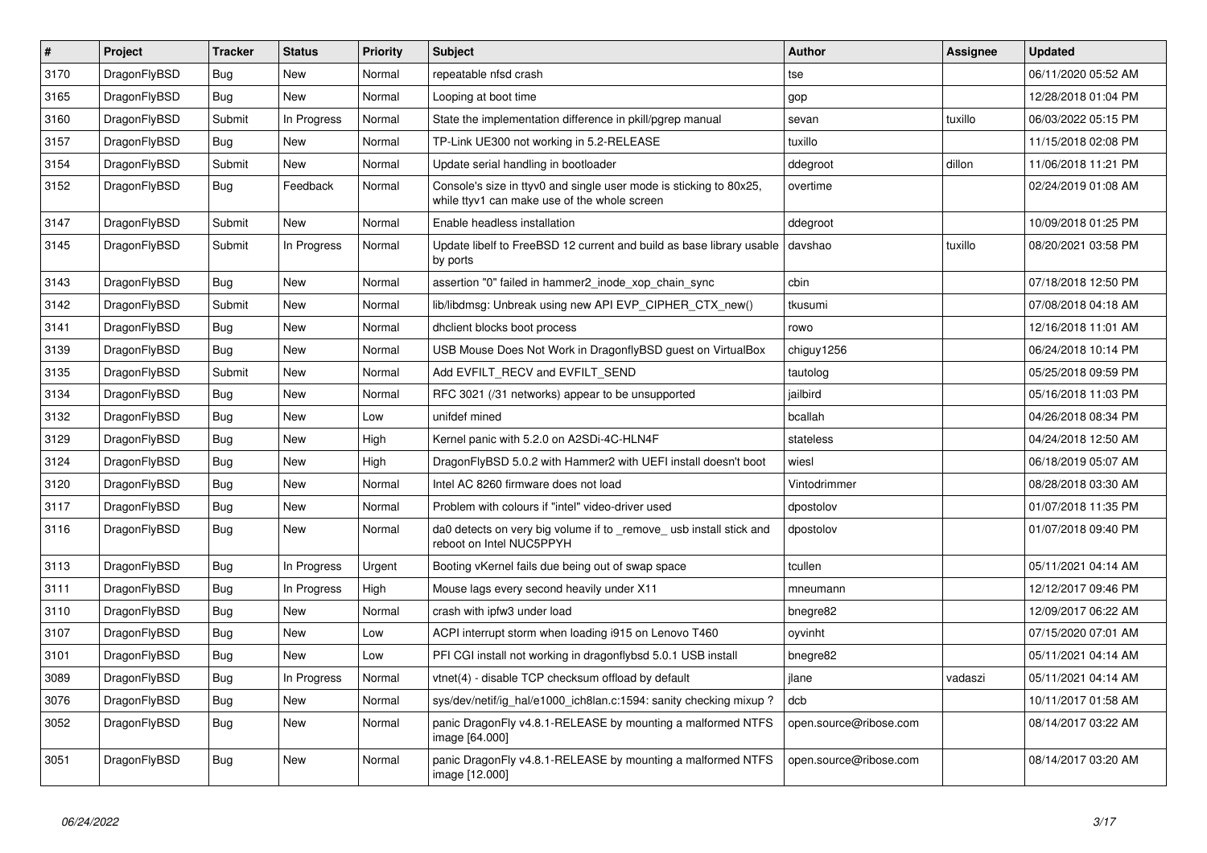| # | Project | Tracker | Status | Priority | Subject | Author | Assignee | Updated |
|---|---|---|---|---|---|---|---|---|
| 3170 | DragonFlyBSD | Bug | New | Normal | repeatable nfsd crash | tse | | 06/11/2020 05:52 AM |
| 3165 | DragonFlyBSD | Bug | New | Normal | Looping at boot time | gop | | 12/28/2018 01:04 PM |
| 3160 | DragonFlyBSD | Submit | In Progress | Normal | State the implementation difference in pkill/pgrep manual | sevan | tuxillo | 06/03/2022 05:15 PM |
| 3157 | DragonFlyBSD | Bug | New | Normal | TP-Link UE300 not working in 5.2-RELEASE | tuxillo | | 11/15/2018 02:08 PM |
| 3154 | DragonFlyBSD | Submit | New | Normal | Update serial handling in bootloader | ddegroot | dillon | 11/06/2018 11:21 PM |
| 3152 | DragonFlyBSD | Bug | Feedback | Normal | Console's size in ttyv0 and single user mode is sticking to 80x25, while ttyv1 can make use of the whole screen | overtime | | 02/24/2019 01:08 AM |
| 3147 | DragonFlyBSD | Submit | New | Normal | Enable headless installation | ddegroot | | 10/09/2018 01:25 PM |
| 3145 | DragonFlyBSD | Submit | In Progress | Normal | Update libelf to FreeBSD 12 current and build as base library usable by ports | davshao | tuxillo | 08/20/2021 03:58 PM |
| 3143 | DragonFlyBSD | Bug | New | Normal | assertion "0" failed in hammer2_inode_xop_chain_sync | cbin | | 07/18/2018 12:50 PM |
| 3142 | DragonFlyBSD | Submit | New | Normal | lib/libdmsg: Unbreak using new API EVP_CIPHER_CTX_new() | tkusumi | | 07/08/2018 04:18 AM |
| 3141 | DragonFlyBSD | Bug | New | Normal | dhclient blocks boot process | rowo | | 12/16/2018 11:01 AM |
| 3139 | DragonFlyBSD | Bug | New | Normal | USB Mouse Does Not Work in DragonflyBSD guest on VirtualBox | chiguy1256 | | 06/24/2018 10:14 PM |
| 3135 | DragonFlyBSD | Submit | New | Normal | Add EVFILT_RECV and EVFILT_SEND | tautolog | | 05/25/2018 09:59 PM |
| 3134 | DragonFlyBSD | Bug | New | Normal | RFC 3021 (/31 networks) appear to be unsupported | jailbird | | 05/16/2018 11:03 PM |
| 3132 | DragonFlyBSD | Bug | New | Low | unifdef mined | bcallah | | 04/26/2018 08:34 PM |
| 3129 | DragonFlyBSD | Bug | New | High | Kernel panic with 5.2.0 on A2SDi-4C-HLN4F | stateless | | 04/24/2018 12:50 AM |
| 3124 | DragonFlyBSD | Bug | New | High | DragonFlyBSD 5.0.2 with Hammer2 with UEFI install doesn't boot | wiesl | | 06/18/2019 05:07 AM |
| 3120 | DragonFlyBSD | Bug | New | Normal | Intel AC 8260 firmware does not load | Vintodrimmer | | 08/28/2018 03:30 AM |
| 3117 | DragonFlyBSD | Bug | New | Normal | Problem with colours if "intel" video-driver used | dpostolov | | 01/07/2018 11:35 PM |
| 3116 | DragonFlyBSD | Bug | New | Normal | da0 detects on very big volume if to _remove_ usb install stick and reboot on Intel NUC5PPYH | dpostolov | | 01/07/2018 09:40 PM |
| 3113 | DragonFlyBSD | Bug | In Progress | Urgent | Booting vKernel fails due being out of swap space | tcullen | | 05/11/2021 04:14 AM |
| 3111 | DragonFlyBSD | Bug | In Progress | High | Mouse lags every second heavily under X11 | mneumann | | 12/12/2017 09:46 PM |
| 3110 | DragonFlyBSD | Bug | New | Normal | crash with ipfw3 under load | bnegre82 | | 12/09/2017 06:22 AM |
| 3107 | DragonFlyBSD | Bug | New | Low | ACPI interrupt storm when loading i915 on Lenovo T460 | oyvinht | | 07/15/2020 07:01 AM |
| 3101 | DragonFlyBSD | Bug | New | Low | PFI CGI install not working in dragonflybsd 5.0.1 USB install | bnegre82 | | 05/11/2021 04:14 AM |
| 3089 | DragonFlyBSD | Bug | In Progress | Normal | vtnet(4) - disable TCP checksum offload by default | jlane | vadaszi | 05/11/2021 04:14 AM |
| 3076 | DragonFlyBSD | Bug | New | Normal | sys/dev/netif/ig_hal/e1000_ich8lan.c:1594: sanity checking mixup ? | dcb | | 10/11/2017 01:58 AM |
| 3052 | DragonFlyBSD | Bug | New | Normal | panic DragonFly v4.8.1-RELEASE by mounting a malformed NTFS image [64.000] | open.source@ribose.com | | 08/14/2017 03:22 AM |
| 3051 | DragonFlyBSD | Bug | New | Normal | panic DragonFly v4.8.1-RELEASE by mounting a malformed NTFS image [12.000] | open.source@ribose.com | | 08/14/2017 03:20 AM |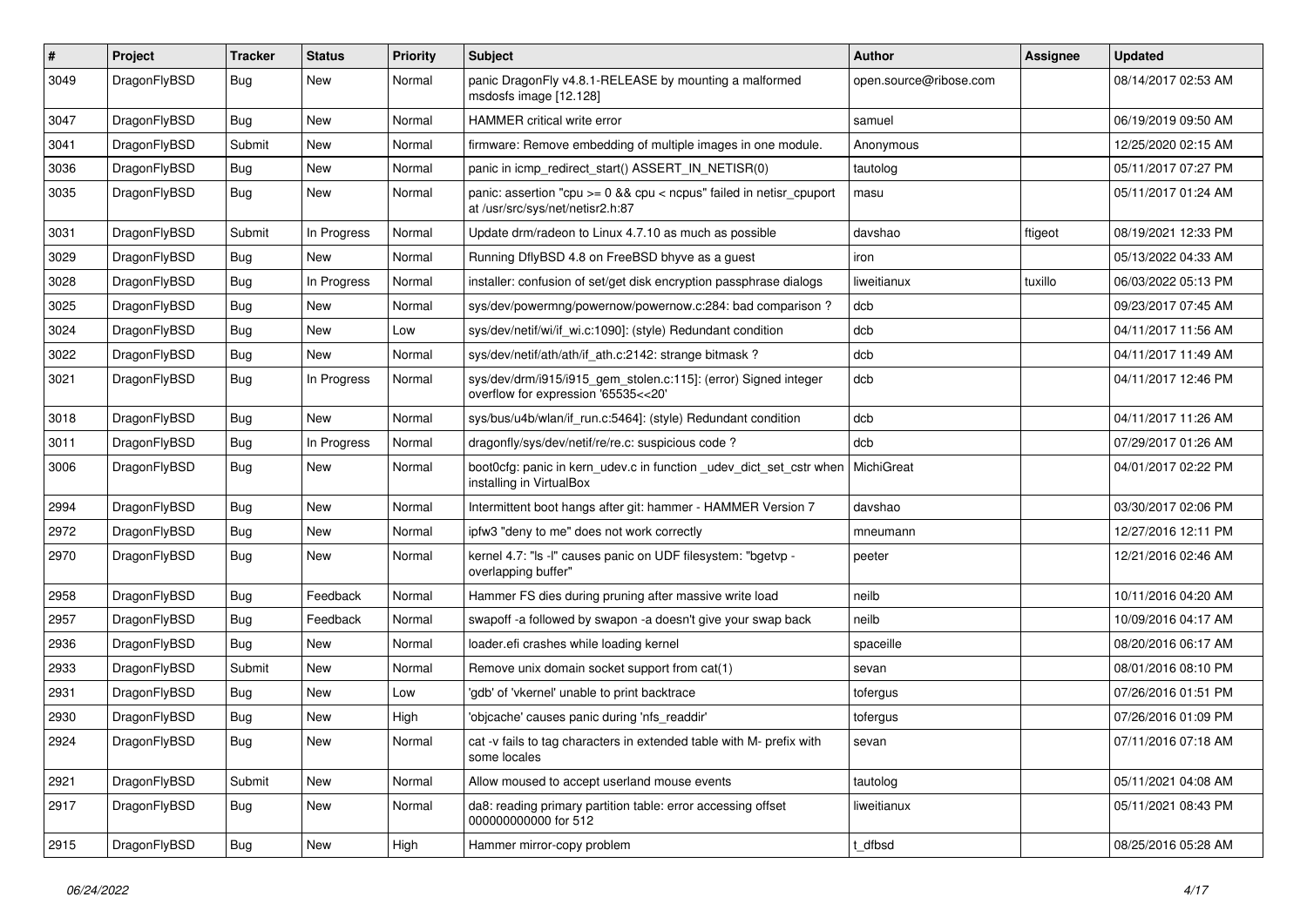| # | Project | Tracker | Status | Priority | Subject | Author | Assignee | Updated |
|---|---|---|---|---|---|---|---|---|
| 3049 | DragonFlyBSD | Bug | New | Normal | panic DragonFly v4.8.1-RELEASE by mounting a malformed msdosfs image [12.128] | open.source@ribose.com | | 08/14/2017 02:53 AM |
| 3047 | DragonFlyBSD | Bug | New | Normal | HAMMER critical write error | samuel | | 06/19/2019 09:50 AM |
| 3041 | DragonFlyBSD | Submit | New | Normal | firmware: Remove embedding of multiple images in one module. | Anonymous | | 12/25/2020 02:15 AM |
| 3036 | DragonFlyBSD | Bug | New | Normal | panic in icmp_redirect_start() ASSERT_IN_NETISR(0) | tautolog | | 05/11/2017 07:27 PM |
| 3035 | DragonFlyBSD | Bug | New | Normal | panic: assertion "cpu >= 0 && cpu < ncpus" failed in netisr_cpuport at /usr/src/sys/net/netisr2.h:87 | masu | | 05/11/2017 01:24 AM |
| 3031 | DragonFlyBSD | Submit | In Progress | Normal | Update drm/radeon to Linux 4.7.10 as much as possible | davshao | ftigeot | 08/19/2021 12:33 PM |
| 3029 | DragonFlyBSD | Bug | New | Normal | Running DflyBSD 4.8 on FreeBSD bhyve as a guest | iron | | 05/13/2022 04:33 AM |
| 3028 | DragonFlyBSD | Bug | In Progress | Normal | installer: confusion of set/get disk encryption passphrase dialogs | liweitianux | tuxillo | 06/03/2022 05:13 PM |
| 3025 | DragonFlyBSD | Bug | New | Normal | sys/dev/powermng/powernow/powernow.c:284: bad comparison ? | dcb | | 09/23/2017 07:45 AM |
| 3024 | DragonFlyBSD | Bug | New | Low | sys/dev/netif/wi/if_wi.c:1090]: (style) Redundant condition | dcb | | 04/11/2017 11:56 AM |
| 3022 | DragonFlyBSD | Bug | New | Normal | sys/dev/netif/ath/ath/if_ath.c:2142: strange bitmask ? | dcb | | 04/11/2017 11:49 AM |
| 3021 | DragonFlyBSD | Bug | In Progress | Normal | sys/dev/drm/i915/i915_gem_stolen.c:115]: (error) Signed integer overflow for expression '65535<<20' | dcb | | 04/11/2017 12:46 PM |
| 3018 | DragonFlyBSD | Bug | New | Normal | sys/bus/u4b/wlan/if_run.c:5464]: (style) Redundant condition | dcb | | 04/11/2017 11:26 AM |
| 3011 | DragonFlyBSD | Bug | In Progress | Normal | dragonfly/sys/dev/netif/re/re.c: suspicious code ? | dcb | | 07/29/2017 01:26 AM |
| 3006 | DragonFlyBSD | Bug | New | Normal | boot0cfg: panic in kern_udev.c in function _udev_dict_set_cstr when installing in VirtualBox | MichiGreat | | 04/01/2017 02:22 PM |
| 2994 | DragonFlyBSD | Bug | New | Normal | Intermittent boot hangs after git: hammer - HAMMER Version 7 | davshao | | 03/30/2017 02:06 PM |
| 2972 | DragonFlyBSD | Bug | New | Normal | ipfw3 "deny to me" does not work correctly | mneumann | | 12/27/2016 12:11 PM |
| 2970 | DragonFlyBSD | Bug | New | Normal | kernel 4.7: "ls -l" causes panic on UDF filesystem: "bgetvp - overlapping buffer" | peeter | | 12/21/2016 02:46 AM |
| 2958 | DragonFlyBSD | Bug | Feedback | Normal | Hammer FS dies during pruning after massive write load | neilb | | 10/11/2016 04:20 AM |
| 2957 | DragonFlyBSD | Bug | Feedback | Normal | swapoff -a followed by swapon -a doesn't give your swap back | neilb | | 10/09/2016 04:17 AM |
| 2936 | DragonFlyBSD | Bug | New | Normal | loader.efi crashes while loading kernel | spaceille | | 08/20/2016 06:17 AM |
| 2933 | DragonFlyBSD | Submit | New | Normal | Remove unix domain socket support from cat(1) | sevan | | 08/01/2016 08:10 PM |
| 2931 | DragonFlyBSD | Bug | New | Low | 'gdb' of 'vkernel' unable to print backtrace | tofergus | | 07/26/2016 01:51 PM |
| 2930 | DragonFlyBSD | Bug | New | High | 'objcache' causes panic during 'nfs_readdir' | tofergus | | 07/26/2016 01:09 PM |
| 2924 | DragonFlyBSD | Bug | New | Normal | cat -v fails to tag characters in extended table with M- prefix with some locales | sevan | | 07/11/2016 07:18 AM |
| 2921 | DragonFlyBSD | Submit | New | Normal | Allow moused to accept userland mouse events | tautolog | | 05/11/2021 04:08 AM |
| 2917 | DragonFlyBSD | Bug | New | Normal | da8: reading primary partition table: error accessing offset 000000000000 for 512 | liweitianux | | 05/11/2021 08:43 PM |
| 2915 | DragonFlyBSD | Bug | New | High | Hammer mirror-copy problem | t_dfbsd | | 08/25/2016 05:28 AM |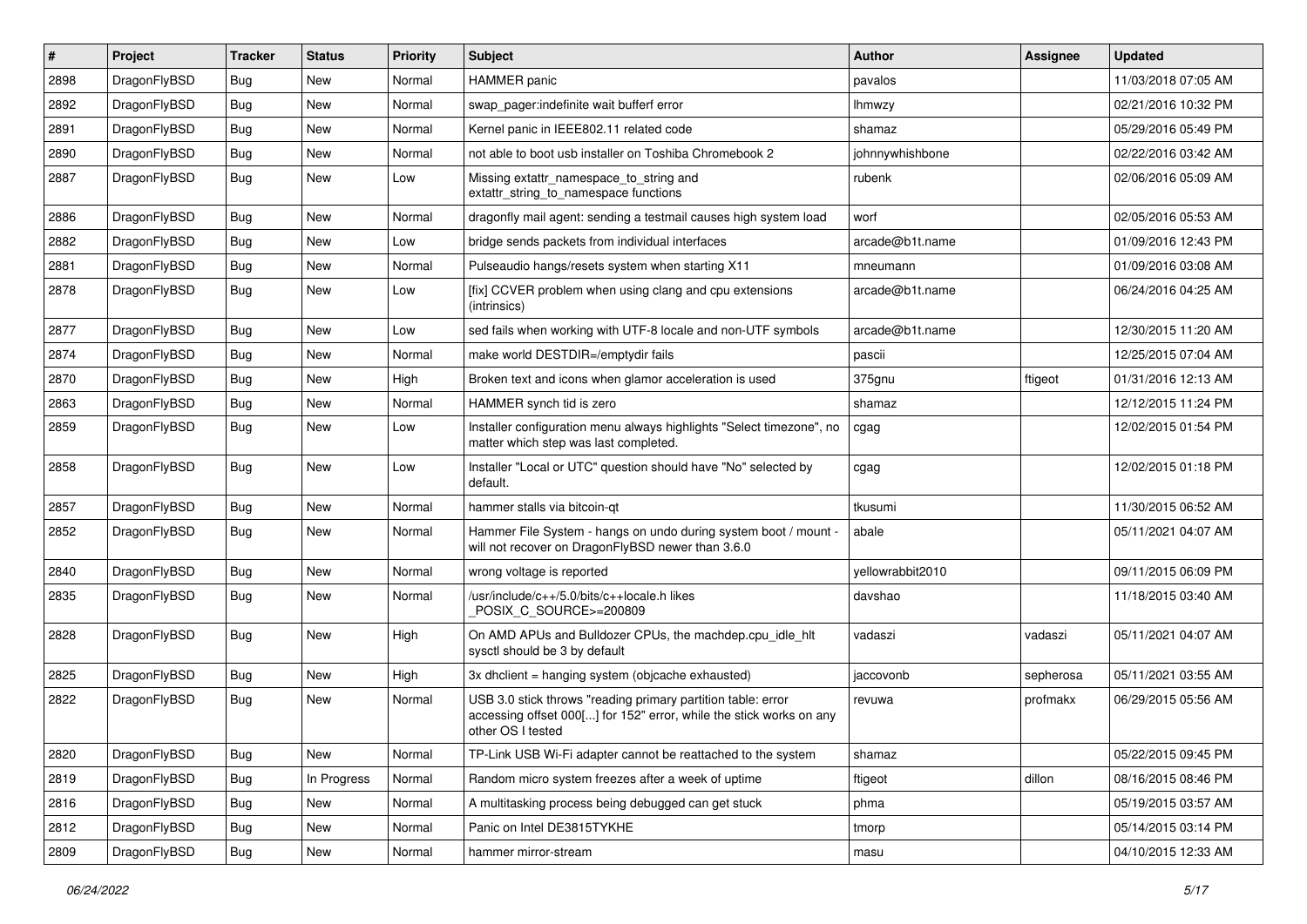| # | Project | Tracker | Status | Priority | Subject | Author | Assignee | Updated |
|---|---|---|---|---|---|---|---|---|
| 2898 | DragonFlyBSD | Bug | New | Normal | HAMMER panic | pavalos | | 11/03/2018 07:05 AM |
| 2892 | DragonFlyBSD | Bug | New | Normal | swap_pager:indefinite wait bufferf error | lhmwzy | | 02/21/2016 10:32 PM |
| 2891 | DragonFlyBSD | Bug | New | Normal | Kernel panic in IEEE802.11 related code | shamaz | | 05/29/2016 05:49 PM |
| 2890 | DragonFlyBSD | Bug | New | Normal | not able to boot usb installer on Toshiba Chromebook 2 | johnnywhishbone | | 02/22/2016 03:42 AM |
| 2887 | DragonFlyBSD | Bug | New | Low | Missing extattr_namespace_to_string and extattr_string_to_namespace functions | rubenk | | 02/06/2016 05:09 AM |
| 2886 | DragonFlyBSD | Bug | New | Normal | dragonfly mail agent: sending a testmail causes high system load | worf | | 02/05/2016 05:53 AM |
| 2882 | DragonFlyBSD | Bug | New | Low | bridge sends packets from individual interfaces | arcade@b1t.name | | 01/09/2016 12:43 PM |
| 2881 | DragonFlyBSD | Bug | New | Normal | Pulseaudio hangs/resets system when starting X11 | mneumann | | 01/09/2016 03:08 AM |
| 2878 | DragonFlyBSD | Bug | New | Low | [fix] CCVER problem when using clang and cpu extensions (intrinsics) | arcade@b1t.name | | 06/24/2016 04:25 AM |
| 2877 | DragonFlyBSD | Bug | New | Low | sed fails when working with UTF-8 locale and non-UTF symbols | arcade@b1t.name | | 12/30/2015 11:20 AM |
| 2874 | DragonFlyBSD | Bug | New | Normal | make world DESTDIR=/emptydir fails | pascii | | 12/25/2015 07:04 AM |
| 2870 | DragonFlyBSD | Bug | New | High | Broken text and icons when glamor acceleration is used | 375gnu | ftigeot | 01/31/2016 12:13 AM |
| 2863 | DragonFlyBSD | Bug | New | Normal | HAMMER synch tid is zero | shamaz | | 12/12/2015 11:24 PM |
| 2859 | DragonFlyBSD | Bug | New | Low | Installer configuration menu always highlights "Select timezone", no matter which step was last completed. | cgag | | 12/02/2015 01:54 PM |
| 2858 | DragonFlyBSD | Bug | New | Low | Installer "Local or UTC" question should have "No" selected by default. | cgag | | 12/02/2015 01:18 PM |
| 2857 | DragonFlyBSD | Bug | New | Normal | hammer stalls via bitcoin-qt | tkusumi | | 11/30/2015 06:52 AM |
| 2852 | DragonFlyBSD | Bug | New | Normal | Hammer File System - hangs on undo during system boot / mount - will not recover on DragonFlyBSD newer than 3.6.0 | abale | | 05/11/2021 04:07 AM |
| 2840 | DragonFlyBSD | Bug | New | Normal | wrong voltage is reported | yellowrabbit2010 | | 09/11/2015 06:09 PM |
| 2835 | DragonFlyBSD | Bug | New | Normal | /usr/include/c++/5.0/bits/c++locale.h likes _POSIX_C_SOURCE>=200809 | davshao | | 11/18/2015 03:40 AM |
| 2828 | DragonFlyBSD | Bug | New | High | On AMD APUs and Bulldozer CPUs, the machdep.cpu_idle_hlt sysctl should be 3 by default | vadaszi | vadaszi | 05/11/2021 04:07 AM |
| 2825 | DragonFlyBSD | Bug | New | High | 3x dhclient = hanging system (objcache exhausted) | jaccovonb | sepherosa | 05/11/2021 03:55 AM |
| 2822 | DragonFlyBSD | Bug | New | Normal | USB 3.0 stick throws "reading primary partition table: error accessing offset 000[...] for 152" error, while the stick works on any other OS I tested | revuwa | profmakx | 06/29/2015 05:56 AM |
| 2820 | DragonFlyBSD | Bug | New | Normal | TP-Link USB Wi-Fi adapter cannot be reattached to the system | shamaz | | 05/22/2015 09:45 PM |
| 2819 | DragonFlyBSD | Bug | In Progress | Normal | Random micro system freezes after a week of uptime | ftigeot | dillon | 08/16/2015 08:46 PM |
| 2816 | DragonFlyBSD | Bug | New | Normal | A multitasking process being debugged can get stuck | phma | | 05/19/2015 03:57 AM |
| 2812 | DragonFlyBSD | Bug | New | Normal | Panic on Intel DE3815TYKHE | tmorp | | 05/14/2015 03:14 PM |
| 2809 | DragonFlyBSD | Bug | New | Normal | hammer mirror-stream | masu | | 04/10/2015 12:33 AM |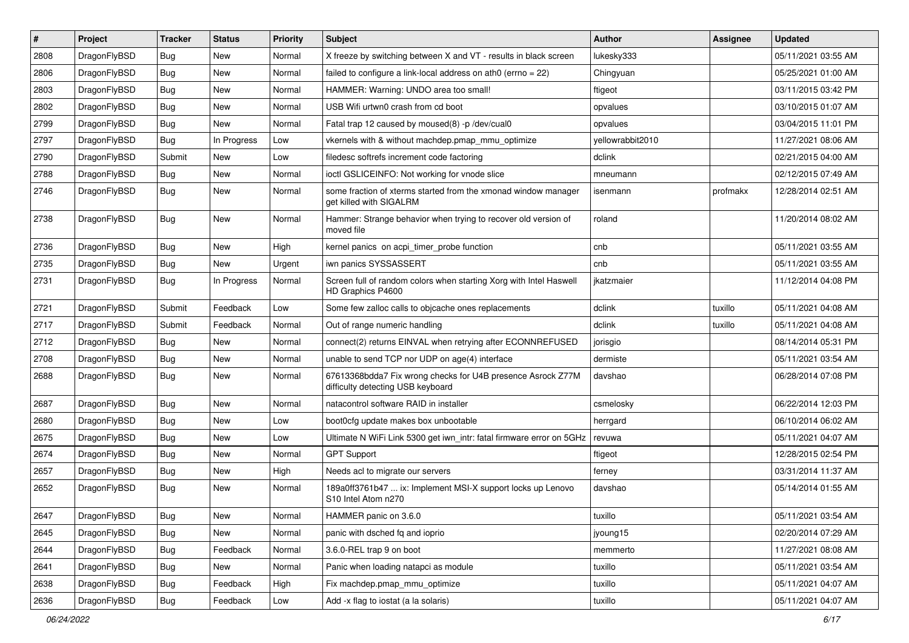| # | Project | Tracker | Status | Priority | Subject | Author | Assignee | Updated |
|---|---|---|---|---|---|---|---|---|
| 2808 | DragonFlyBSD | Bug | New | Normal | X freeze by switching between X and VT - results in black screen | lukesky333 | | 05/11/2021 03:55 AM |
| 2806 | DragonFlyBSD | Bug | New | Normal | failed to configure a link-local address on ath0 (errno = 22) | Chingyuan | | 05/25/2021 01:00 AM |
| 2803 | DragonFlyBSD | Bug | New | Normal | HAMMER: Warning: UNDO area too small! | ftigeot | | 03/11/2015 03:42 PM |
| 2802 | DragonFlyBSD | Bug | New | Normal | USB Wifi urtwn0 crash from cd boot | opvalues | | 03/10/2015 01:07 AM |
| 2799 | DragonFlyBSD | Bug | New | Normal | Fatal trap 12 caused by moused(8) -p /dev/cual0 | opvalues | | 03/04/2015 11:01 PM |
| 2797 | DragonFlyBSD | Bug | In Progress | Low | vkernels with & without machdep.pmap_mmu_optimize | yellowrabbit2010 | | 11/27/2021 08:06 AM |
| 2790 | DragonFlyBSD | Submit | New | Low | filedesc softrefs increment code factoring | dclink | | 02/21/2015 04:00 AM |
| 2788 | DragonFlyBSD | Bug | New | Normal | ioctl GSLICEINFO: Not working for vnode slice | mneumann | | 02/12/2015 07:49 AM |
| 2746 | DragonFlyBSD | Bug | New | Normal | some fraction of xterms started from the xmonad window manager get killed with SIGALRM | isenmann | profmakx | 12/28/2014 02:51 AM |
| 2738 | DragonFlyBSD | Bug | New | Normal | Hammer: Strange behavior when trying to recover old version of moved file | roland | | 11/20/2014 08:02 AM |
| 2736 | DragonFlyBSD | Bug | New | High | kernel panics on acpi_timer_probe function | cnb | | 05/11/2021 03:55 AM |
| 2735 | DragonFlyBSD | Bug | New | Urgent | iwn panics SYSSASSERT | cnb | | 05/11/2021 03:55 AM |
| 2731 | DragonFlyBSD | Bug | In Progress | Normal | Screen full of random colors when starting Xorg with Intel Haswell HD Graphics P4600 | jkatzmaier | | 11/12/2014 04:08 PM |
| 2721 | DragonFlyBSD | Submit | Feedback | Low | Some few zalloc calls to objcache ones replacements | dclink | tuxillo | 05/11/2021 04:08 AM |
| 2717 | DragonFlyBSD | Submit | Feedback | Normal | Out of range numeric handling | dclink | tuxillo | 05/11/2021 04:08 AM |
| 2712 | DragonFlyBSD | Bug | New | Normal | connect(2) returns EINVAL when retrying after ECONNREFUSED | jorisgio | | 08/14/2014 05:31 PM |
| 2708 | DragonFlyBSD | Bug | New | Normal | unable to send TCP nor UDP on age(4) interface | dermiste | | 05/11/2021 03:54 AM |
| 2688 | DragonFlyBSD | Bug | New | Normal | 67613368bdda7 Fix wrong checks for U4B presence Asrock Z77M difficulty detecting USB keyboard | davshao | | 06/28/2014 07:08 PM |
| 2687 | DragonFlyBSD | Bug | New | Normal | natacontrol software RAID in installer | csmelosky | | 06/22/2014 12:03 PM |
| 2680 | DragonFlyBSD | Bug | New | Low | boot0cfg update makes box unbootable | herrgard | | 06/10/2014 06:02 AM |
| 2675 | DragonFlyBSD | Bug | New | Low | Ultimate N WiFi Link 5300 get iwn_intr: fatal firmware error on 5GHz | revuwa | | 05/11/2021 04:07 AM |
| 2674 | DragonFlyBSD | Bug | New | Normal | GPT Support | ftigeot | | 12/28/2015 02:54 PM |
| 2657 | DragonFlyBSD | Bug | New | High | Needs acl to migrate our servers | ferney | | 03/31/2014 11:37 AM |
| 2652 | DragonFlyBSD | Bug | New | Normal | 189a0ff3761b47 ... ix: Implement MSI-X support locks up Lenovo S10 Intel Atom n270 | davshao | | 05/14/2014 01:55 AM |
| 2647 | DragonFlyBSD | Bug | New | Normal | HAMMER panic on 3.6.0 | tuxillo | | 05/11/2021 03:54 AM |
| 2645 | DragonFlyBSD | Bug | New | Normal | panic with dsched fq and ioprio | jyoung15 | | 02/20/2014 07:29 AM |
| 2644 | DragonFlyBSD | Bug | Feedback | Normal | 3.6.0-REL trap 9 on boot | memmerto | | 11/27/2021 08:08 AM |
| 2641 | DragonFlyBSD | Bug | New | Normal | Panic when loading natapci as module | tuxillo | | 05/11/2021 03:54 AM |
| 2638 | DragonFlyBSD | Bug | Feedback | High | Fix machdep.pmap_mmu_optimize | tuxillo | | 05/11/2021 04:07 AM |
| 2636 | DragonFlyBSD | Bug | Feedback | Low | Add -x flag to iostat (a la solaris) | tuxillo | | 05/11/2021 04:07 AM |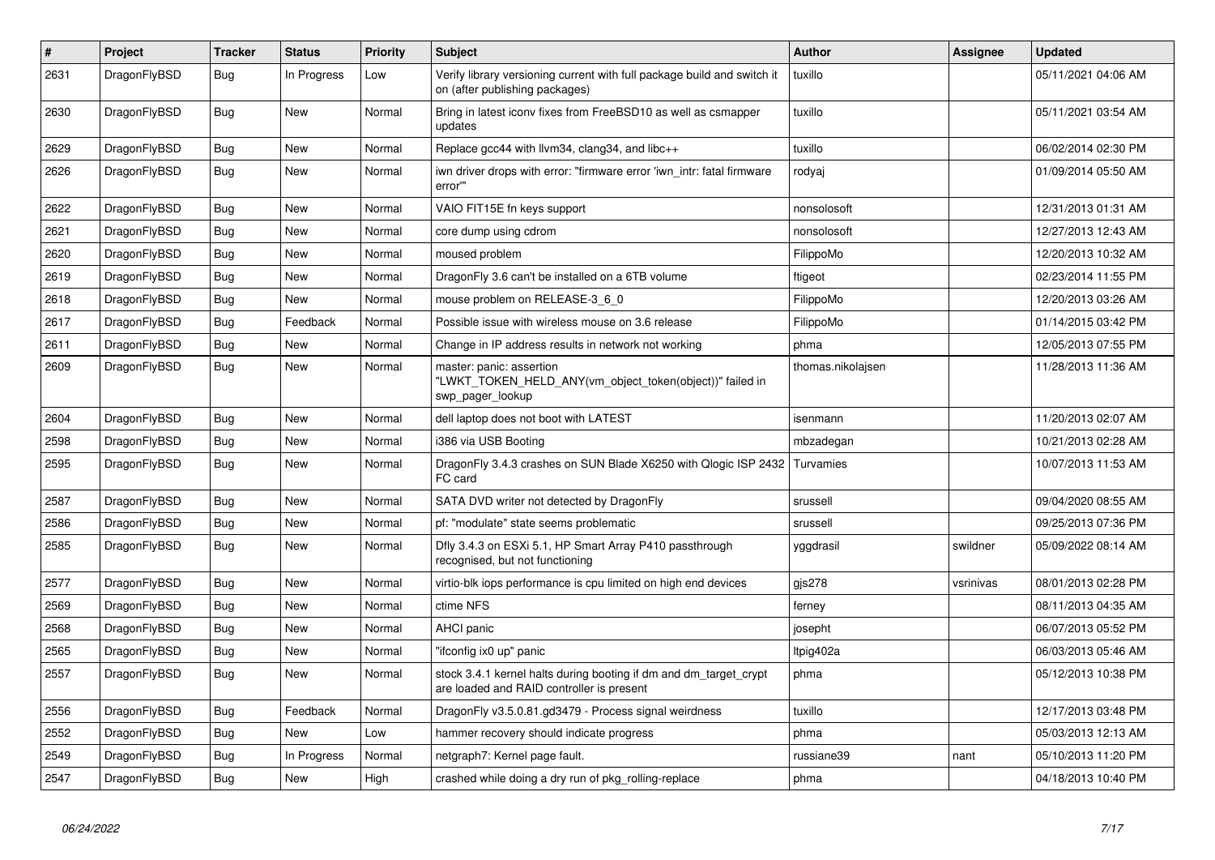| # | Project | Tracker | Status | Priority | Subject | Author | Assignee | Updated |
|---|---|---|---|---|---|---|---|---|
| 2631 | DragonFlyBSD | Bug | In Progress | Low | Verify library versioning current with full package build and switch it on (after publishing packages) | tuxillo | | 05/11/2021 04:06 AM |
| 2630 | DragonFlyBSD | Bug | New | Normal | Bring in latest iconv fixes from FreeBSD10 as well as csmapper updates | tuxillo | | 05/11/2021 03:54 AM |
| 2629 | DragonFlyBSD | Bug | New | Normal | Replace gcc44 with llvm34, clang34, and libc++ | tuxillo | | 06/02/2014 02:30 PM |
| 2626 | DragonFlyBSD | Bug | New | Normal | iwn driver drops with error: "firmware error 'iwn_intr: fatal firmware error'" | rodyaj | | 01/09/2014 05:50 AM |
| 2622 | DragonFlyBSD | Bug | New | Normal | VAIO FIT15E fn keys support | nonsolosoft | | 12/31/2013 01:31 AM |
| 2621 | DragonFlyBSD | Bug | New | Normal | core dump using cdrom | nonsolosoft | | 12/27/2013 12:43 AM |
| 2620 | DragonFlyBSD | Bug | New | Normal | moused problem | FilippoMo | | 12/20/2013 10:32 AM |
| 2619 | DragonFlyBSD | Bug | New | Normal | DragonFly 3.6 can't be installed on a 6TB volume | ftigeot | | 02/23/2014 11:55 PM |
| 2618 | DragonFlyBSD | Bug | New | Normal | mouse problem on RELEASE-3_6_0 | FilippoMo | | 12/20/2013 03:26 AM |
| 2617 | DragonFlyBSD | Bug | Feedback | Normal | Possible issue with wireless mouse on 3.6 release | FilippoMo | | 01/14/2015 03:42 PM |
| 2611 | DragonFlyBSD | Bug | New | Normal | Change in IP address results in network not working | phma | | 12/05/2013 07:55 PM |
| 2609 | DragonFlyBSD | Bug | New | Normal | master: panic: assertion "LWKT_TOKEN_HELD_ANY(vm_object_token(object))" failed in swp_pager_lookup | thomas.nikolajsen | | 11/28/2013 11:36 AM |
| 2604 | DragonFlyBSD | Bug | New | Normal | dell laptop does not boot with LATEST | isenmann | | 11/20/2013 02:07 AM |
| 2598 | DragonFlyBSD | Bug | New | Normal | i386 via USB Booting | mbzadegan | | 10/21/2013 02:28 AM |
| 2595 | DragonFlyBSD | Bug | New | Normal | DragonFly 3.4.3 crashes on SUN Blade X6250 with Qlogic ISP 2432 FC card | Turvamies | | 10/07/2013 11:53 AM |
| 2587 | DragonFlyBSD | Bug | New | Normal | SATA DVD writer not detected by DragonFly | srussell | | 09/04/2020 08:55 AM |
| 2586 | DragonFlyBSD | Bug | New | Normal | pf: "modulate" state seems problematic | srussell | | 09/25/2013 07:36 PM |
| 2585 | DragonFlyBSD | Bug | New | Normal | Dfly 3.4.3 on ESXi 5.1, HP Smart Array P410 passthrough recognised, but not functioning | yggdrasil | swildner | 05/09/2022 08:14 AM |
| 2577 | DragonFlyBSD | Bug | New | Normal | virtio-blk iops performance is cpu limited on high end devices | gjs278 | vsrinivas | 08/01/2013 02:28 PM |
| 2569 | DragonFlyBSD | Bug | New | Normal | ctime NFS | ferney | | 08/11/2013 04:35 AM |
| 2568 | DragonFlyBSD | Bug | New | Normal | AHCI panic | josepht | | 06/07/2013 05:52 PM |
| 2565 | DragonFlyBSD | Bug | New | Normal | "ifconfig ix0 up" panic | ltpig402a | | 06/03/2013 05:46 AM |
| 2557 | DragonFlyBSD | Bug | New | Normal | stock 3.4.1 kernel halts during booting if dm and dm_target_crypt are loaded and RAID controller is present | phma | | 05/12/2013 10:38 PM |
| 2556 | DragonFlyBSD | Bug | Feedback | Normal | DragonFly v3.5.0.81.gd3479 - Process signal weirdness | tuxillo | | 12/17/2013 03:48 PM |
| 2552 | DragonFlyBSD | Bug | New | Low | hammer recovery should indicate progress | phma | | 05/03/2013 12:13 AM |
| 2549 | DragonFlyBSD | Bug | In Progress | Normal | netgraph7: Kernel page fault. | russiane39 | nant | 05/10/2013 11:20 PM |
| 2547 | DragonFlyBSD | Bug | New | High | crashed while doing a dry run of pkg_rolling-replace | phma | | 04/18/2013 10:40 PM |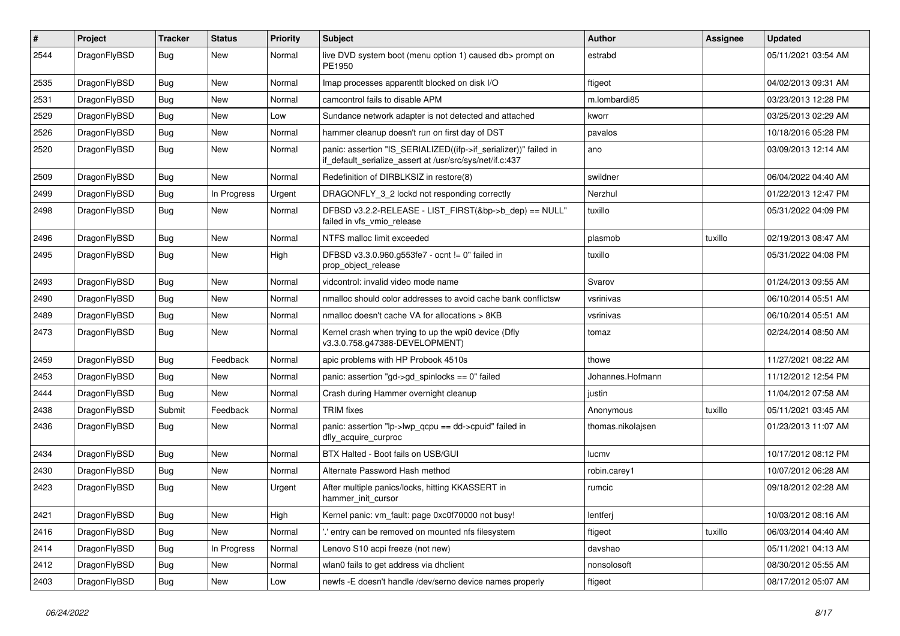| # | Project | Tracker | Status | Priority | Subject | Author | Assignee | Updated |
|---|---|---|---|---|---|---|---|---|
| 2544 | DragonFlyBSD | Bug | New | Normal | live DVD system boot (menu option 1) caused db> prompt on PE1950 | estrabd | | 05/11/2021 03:54 AM |
| 2535 | DragonFlyBSD | Bug | New | Normal | Imap processes apparentlt blocked on disk I/O | ftigeot | | 04/02/2013 09:31 AM |
| 2531 | DragonFlyBSD | Bug | New | Normal | camcontrol fails to disable APM | m.lombardi85 | | 03/23/2013 12:28 PM |
| 2529 | DragonFlyBSD | Bug | New | Low | Sundance network adapter is not detected and attached | kworr | | 03/25/2013 02:29 AM |
| 2526 | DragonFlyBSD | Bug | New | Normal | hammer cleanup doesn't run on first day of DST | pavalos | | 10/18/2016 05:28 PM |
| 2520 | DragonFlyBSD | Bug | New | Normal | panic: assertion "IS_SERIALIZED((ifp->if_serializer))" failed in if_default_serialize_assert at /usr/src/sys/net/if.c:437 | ano | | 03/09/2013 12:14 AM |
| 2509 | DragonFlyBSD | Bug | New | Normal | Redefinition of DIRBLKSIZ in restore(8) | swildner | | 06/04/2022 04:40 AM |
| 2499 | DragonFlyBSD | Bug | In Progress | Urgent | DRAGONFLY_3_2 lockd not responding correctly | Nerzhul | | 01/22/2013 12:47 PM |
| 2498 | DragonFlyBSD | Bug | New | Normal | DFBSD v3.2.2-RELEASE - LIST_FIRST(&bp->b_dep) == NULL" failed in vfs_vmio_release | tuxillo | | 05/31/2022 04:09 PM |
| 2496 | DragonFlyBSD | Bug | New | Normal | NTFS malloc limit exceeded | plasmob | tuxillo | 02/19/2013 08:47 AM |
| 2495 | DragonFlyBSD | Bug | New | High | DFBSD v3.3.0.960.g553fe7 - ocnt != 0" failed in prop_object_release | tuxillo | | 05/31/2022 04:08 PM |
| 2493 | DragonFlyBSD | Bug | New | Normal | vidcontrol: invalid video mode name | Svarov | | 01/24/2013 09:55 AM |
| 2490 | DragonFlyBSD | Bug | New | Normal | nmalloc should color addresses to avoid cache bank conflictsw | vsrinivas | | 06/10/2014 05:51 AM |
| 2489 | DragonFlyBSD | Bug | New | Normal | nmalloc doesn't cache VA for allocations > 8KB | vsrinivas | | 06/10/2014 05:51 AM |
| 2473 | DragonFlyBSD | Bug | New | Normal | Kernel crash when trying to up the wpi0 device (Dfly v3.3.0.758.g47388-DEVELOPMENT) | tomaz | | 02/24/2014 08:50 AM |
| 2459 | DragonFlyBSD | Bug | Feedback | Normal | apic problems with HP Probook 4510s | thowe | | 11/27/2021 08:22 AM |
| 2453 | DragonFlyBSD | Bug | New | Normal | panic: assertion "gd->gd_spinlocks == 0" failed | Johannes.Hofmann | | 11/12/2012 12:54 PM |
| 2444 | DragonFlyBSD | Bug | New | Normal | Crash during Hammer overnight cleanup | justin | | 11/04/2012 07:58 AM |
| 2438 | DragonFlyBSD | Submit | Feedback | Normal | TRIM fixes | Anonymous | tuxillo | 05/11/2021 03:45 AM |
| 2436 | DragonFlyBSD | Bug | New | Normal | panic: assertion "lp->lwp_qcpu == dd->cpuid" failed in dfly_acquire_curproc | thomas.nikolajsen | | 01/23/2013 11:07 AM |
| 2434 | DragonFlyBSD | Bug | New | Normal | BTX Halted - Boot fails on USB/GUI | lucmv | | 10/17/2012 08:12 PM |
| 2430 | DragonFlyBSD | Bug | New | Normal | Alternate Password Hash method | robin.carey1 | | 10/07/2012 06:28 AM |
| 2423 | DragonFlyBSD | Bug | New | Urgent | After multiple panics/locks, hitting KKASSERT in hammer_init_cursor | rumcic | | 09/18/2012 02:28 AM |
| 2421 | DragonFlyBSD | Bug | New | High | Kernel panic: vm_fault: page 0xc0f70000 not busy! | lentferj | | 10/03/2012 08:16 AM |
| 2416 | DragonFlyBSD | Bug | New | Normal | '.' entry can be removed on mounted nfs filesystem | ftigeot | tuxillo | 06/03/2014 04:40 AM |
| 2414 | DragonFlyBSD | Bug | In Progress | Normal | Lenovo S10 acpi freeze (not new) | davshao | | 05/11/2021 04:13 AM |
| 2412 | DragonFlyBSD | Bug | New | Normal | wlan0 fails to get address via dhclient | nonsolosoft | | 08/30/2012 05:55 AM |
| 2403 | DragonFlyBSD | Bug | New | Low | newfs -E doesn't handle /dev/serno device names properly | ftigeot | | 08/17/2012 05:07 AM |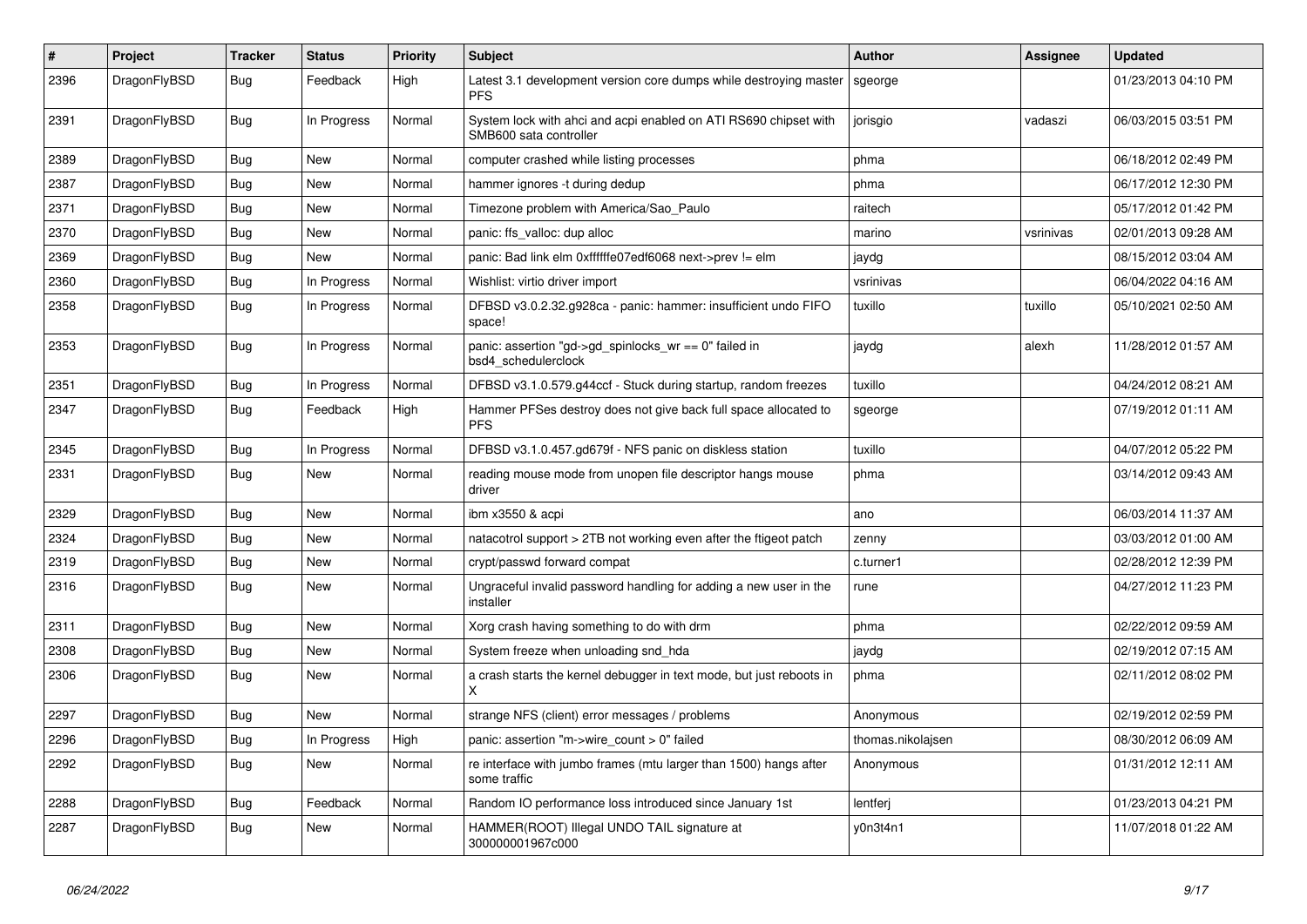| # | Project | Tracker | Status | Priority | Subject | Author | Assignee | Updated |
|---|---|---|---|---|---|---|---|---|
| 2396 | DragonFlyBSD | Bug | Feedback | High | Latest 3.1 development version core dumps while destroying master PFS | sgeorge | | 01/23/2013 04:10 PM |
| 2391 | DragonFlyBSD | Bug | In Progress | Normal | System lock with ahci and acpi enabled on ATI RS690 chipset with SMB600 sata controller | jorisgio | vadaszi | 06/03/2015 03:51 PM |
| 2389 | DragonFlyBSD | Bug | New | Normal | computer crashed while listing processes | phma | | 06/18/2012 02:49 PM |
| 2387 | DragonFlyBSD | Bug | New | Normal | hammer ignores -t during dedup | phma | | 06/17/2012 12:30 PM |
| 2371 | DragonFlyBSD | Bug | New | Normal | Timezone problem with America/Sao_Paulo | raitech | | 05/17/2012 01:42 PM |
| 2370 | DragonFlyBSD | Bug | New | Normal | panic: ffs_valloc: dup alloc | marino | vsrinivas | 02/01/2013 09:28 AM |
| 2369 | DragonFlyBSD | Bug | New | Normal | panic: Bad link elm 0xffffffe07edf6068 next->prev != elm | jaydg | | 08/15/2012 03:04 AM |
| 2360 | DragonFlyBSD | Bug | In Progress | Normal | Wishlist: virtio driver import | vsrinivas | | 06/04/2022 04:16 AM |
| 2358 | DragonFlyBSD | Bug | In Progress | Normal | DFBSD v3.0.2.32.g928ca - panic: hammer: insufficient undo FIFO space! | tuxillo | tuxillo | 05/10/2021 02:50 AM |
| 2353 | DragonFlyBSD | Bug | In Progress | Normal | panic: assertion "gd->gd_spinlocks_wr == 0" failed in bsd4_schedulerclock | jaydg | alexh | 11/28/2012 01:57 AM |
| 2351 | DragonFlyBSD | Bug | In Progress | Normal | DFBSD v3.1.0.579.g44ccf - Stuck during startup, random freezes | tuxillo | | 04/24/2012 08:21 AM |
| 2347 | DragonFlyBSD | Bug | Feedback | High | Hammer PFSes destroy does not give back full space allocated to PFS | sgeorge | | 07/19/2012 01:11 AM |
| 2345 | DragonFlyBSD | Bug | In Progress | Normal | DFBSD v3.1.0.457.gd679f - NFS panic on diskless station | tuxillo | | 04/07/2012 05:22 PM |
| 2331 | DragonFlyBSD | Bug | New | Normal | reading mouse mode from unopen file descriptor hangs mouse driver | phma | | 03/14/2012 09:43 AM |
| 2329 | DragonFlyBSD | Bug | New | Normal | ibm x3550 & acpi | ano | | 06/03/2014 11:37 AM |
| 2324 | DragonFlyBSD | Bug | New | Normal | natacotrol support > 2TB not working even after the ftigeot patch | zenny | | 03/03/2012 01:00 AM |
| 2319 | DragonFlyBSD | Bug | New | Normal | crypt/passwd forward compat | c.turner1 | | 02/28/2012 12:39 PM |
| 2316 | DragonFlyBSD | Bug | New | Normal | Ungraceful invalid password handling for adding a new user in the installer | rune | | 04/27/2012 11:23 PM |
| 2311 | DragonFlyBSD | Bug | New | Normal | Xorg crash having something to do with drm | phma | | 02/22/2012 09:59 AM |
| 2308 | DragonFlyBSD | Bug | New | Normal | System freeze when unloading snd_hda | jaydg | | 02/19/2012 07:15 AM |
| 2306 | DragonFlyBSD | Bug | New | Normal | a crash starts the kernel debugger in text mode, but just reboots in X | phma | | 02/11/2012 08:02 PM |
| 2297 | DragonFlyBSD | Bug | New | Normal | strange NFS (client) error messages / problems | Anonymous | | 02/19/2012 02:59 PM |
| 2296 | DragonFlyBSD | Bug | In Progress | High | panic: assertion "m->wire_count > 0" failed | thomas.nikolajsen | | 08/30/2012 06:09 AM |
| 2292 | DragonFlyBSD | Bug | New | Normal | re interface with jumbo frames (mtu larger than 1500) hangs after some traffic | Anonymous | | 01/31/2012 12:11 AM |
| 2288 | DragonFlyBSD | Bug | Feedback | Normal | Random IO performance loss introduced since January 1st | lentferj | | 01/23/2013 04:21 PM |
| 2287 | DragonFlyBSD | Bug | New | Normal | HAMMER(ROOT) Illegal UNDO TAIL signature at 300000001967c000 | y0n3t4n1 | | 11/07/2018 01:22 AM |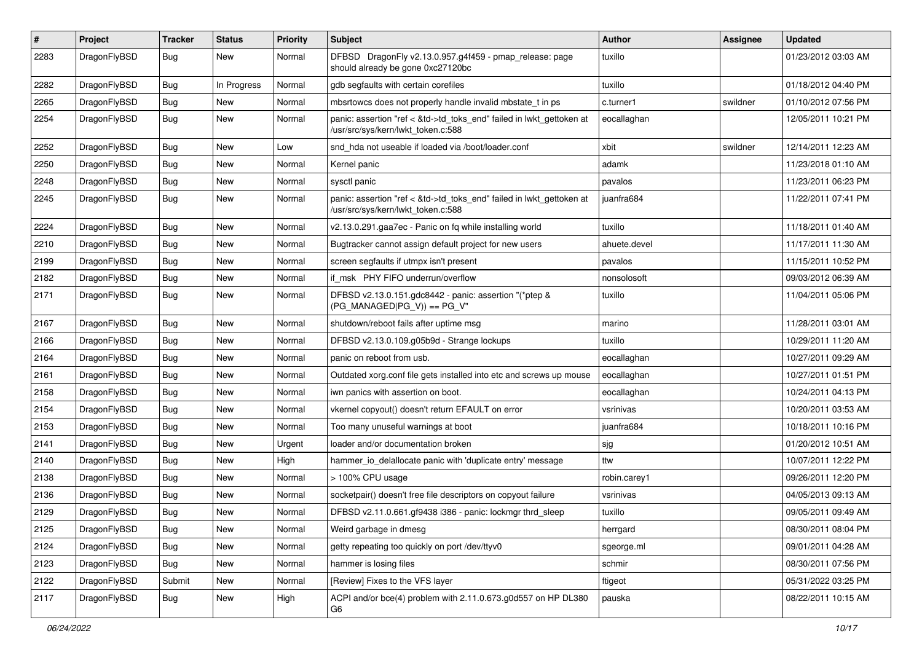| # | Project | Tracker | Status | Priority | Subject | Author | Assignee | Updated |
|---|---|---|---|---|---|---|---|---|
| 2283 | DragonFlyBSD | Bug | New | Normal | DFBSD DragonFly v2.13.0.957.g4f459 - pmap_release: page should already be gone 0xc27120bc | tuxillo | | 01/23/2012 03:03 AM |
| 2282 | DragonFlyBSD | Bug | In Progress | Normal | gdb segfaults with certain corefiles | tuxillo | | 01/18/2012 04:40 PM |
| 2265 | DragonFlyBSD | Bug | New | Normal | mbsrtowcs does not properly handle invalid mbstate_t in ps | c.turner1 | swildner | 01/10/2012 07:56 PM |
| 2254 | DragonFlyBSD | Bug | New | Normal | panic: assertion "ref < &td->td_toks_end" failed in lwkt_gettoken at /usr/src/sys/kern/lwkt_token.c:588 | eocallaghan | | 12/05/2011 10:21 PM |
| 2252 | DragonFlyBSD | Bug | New | Low | snd_hda not useable if loaded via /boot/loader.conf | xbit | swildner | 12/14/2011 12:23 AM |
| 2250 | DragonFlyBSD | Bug | New | Normal | Kernel panic | adamk | | 11/23/2018 01:10 AM |
| 2248 | DragonFlyBSD | Bug | New | Normal | sysctl panic | pavalos | | 11/23/2011 06:23 PM |
| 2245 | DragonFlyBSD | Bug | New | Normal | panic: assertion "ref < &td->td_toks_end" failed in lwkt_gettoken at /usr/src/sys/kern/lwkt_token.c:588 | juanfra684 | | 11/22/2011 07:41 PM |
| 2224 | DragonFlyBSD | Bug | New | Normal | v2.13.0.291.gaa7ec - Panic on fq while installing world | tuxillo | | 11/18/2011 01:40 AM |
| 2210 | DragonFlyBSD | Bug | New | Normal | Bugtracker cannot assign default project for new users | ahuete.devel | | 11/17/2011 11:30 AM |
| 2199 | DragonFlyBSD | Bug | New | Normal | screen segfaults if utmpx isn't present | pavalos | | 11/15/2011 10:52 PM |
| 2182 | DragonFlyBSD | Bug | New | Normal | if_msk PHY FIFO underrun/overflow | nonsolosoft | | 09/03/2012 06:39 AM |
| 2171 | DragonFlyBSD | Bug | New | Normal | DFBSD v2.13.0.151.gdc8442 - panic: assertion "(*ptep & (PG_MANAGED\|PG_V)) == PG_V" | tuxillo | | 11/04/2011 05:06 PM |
| 2167 | DragonFlyBSD | Bug | New | Normal | shutdown/reboot fails after uptime msg | marino | | 11/28/2011 03:01 AM |
| 2166 | DragonFlyBSD | Bug | New | Normal | DFBSD v2.13.0.109.g05b9d - Strange lockups | tuxillo | | 10/29/2011 11:20 AM |
| 2164 | DragonFlyBSD | Bug | New | Normal | panic on reboot from usb. | eocallaghan | | 10/27/2011 09:29 AM |
| 2161 | DragonFlyBSD | Bug | New | Normal | Outdated xorg.conf file gets installed into etc and screws up mouse | eocallaghan | | 10/27/2011 01:51 PM |
| 2158 | DragonFlyBSD | Bug | New | Normal | iwn panics with assertion on boot. | eocallaghan | | 10/24/2011 04:13 PM |
| 2154 | DragonFlyBSD | Bug | New | Normal | vkernel copyout() doesn't return EFAULT on error | vsrinivas | | 10/20/2011 03:53 AM |
| 2153 | DragonFlyBSD | Bug | New | Normal | Too many unuseful warnings at boot | juanfra684 | | 10/18/2011 10:16 PM |
| 2141 | DragonFlyBSD | Bug | New | Urgent | loader and/or documentation broken | sjg | | 01/20/2012 10:51 AM |
| 2140 | DragonFlyBSD | Bug | New | High | hammer_io_delallocate panic with 'duplicate entry' message | ttw | | 10/07/2011 12:22 PM |
| 2138 | DragonFlyBSD | Bug | New | Normal | > 100% CPU usage | robin.carey1 | | 09/26/2011 12:20 PM |
| 2136 | DragonFlyBSD | Bug | New | Normal | socketpair() doesn't free file descriptors on copyout failure | vsrinivas | | 04/05/2013 09:13 AM |
| 2129 | DragonFlyBSD | Bug | New | Normal | DFBSD v2.11.0.661.gf9438 i386 - panic: lockmgr thrd_sleep | tuxillo | | 09/05/2011 09:49 AM |
| 2125 | DragonFlyBSD | Bug | New | Normal | Weird garbage in dmesg | herrgard | | 08/30/2011 08:04 PM |
| 2124 | DragonFlyBSD | Bug | New | Normal | getty repeating too quickly on port /dev/ttyv0 | sgeorge.ml | | 09/01/2011 04:28 AM |
| 2123 | DragonFlyBSD | Bug | New | Normal | hammer is losing files | schmir | | 08/30/2011 07:56 PM |
| 2122 | DragonFlyBSD | Submit | New | Normal | [Review] Fixes to the VFS layer | ftigeot | | 05/31/2022 03:25 PM |
| 2117 | DragonFlyBSD | Bug | New | High | ACPI and/or bce(4) problem with 2.11.0.673.g0d557 on HP DL380 G6 | pauska | | 08/22/2011 10:15 AM |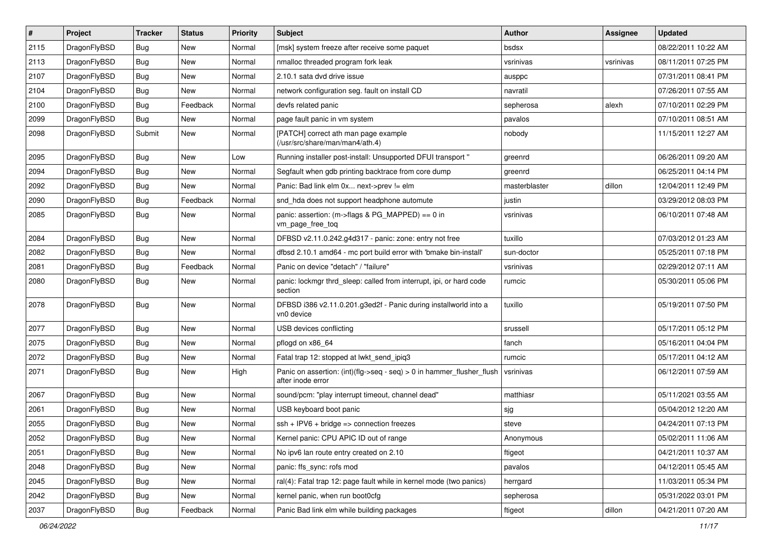| # | Project | Tracker | Status | Priority | Subject | Author | Assignee | Updated |
|---|---|---|---|---|---|---|---|---|
| 2115 | DragonFlyBSD | Bug | New | Normal | [msk] system freeze after receive some paquet | bsdsx | | 08/22/2011 10:22 AM |
| 2113 | DragonFlyBSD | Bug | New | Normal | nmalloc threaded program fork leak | vsrinivas | vsrinivas | 08/11/2011 07:25 PM |
| 2107 | DragonFlyBSD | Bug | New | Normal | 2.10.1 sata dvd drive issue | ausppc | | 07/31/2011 08:41 PM |
| 2104 | DragonFlyBSD | Bug | New | Normal | network configuration seg. fault on install CD | navratil | | 07/26/2011 07:55 AM |
| 2100 | DragonFlyBSD | Bug | Feedback | Normal | devfs related panic | sepherosa | alexh | 07/10/2011 02:29 PM |
| 2099 | DragonFlyBSD | Bug | New | Normal | page fault panic in vm system | pavalos | | 07/10/2011 08:51 AM |
| 2098 | DragonFlyBSD | Submit | New | Normal | [PATCH] correct ath man page example (/usr/src/share/man/man4/ath.4) | nobody | | 11/15/2011 12:27 AM |
| 2095 | DragonFlyBSD | Bug | New | Low | Running installer post-install: Unsupported DFUI transport " | greenrd | | 06/26/2011 09:20 AM |
| 2094 | DragonFlyBSD | Bug | New | Normal | Segfault when gdb printing backtrace from core dump | greenrd | | 06/25/2011 04:14 PM |
| 2092 | DragonFlyBSD | Bug | New | Normal | Panic: Bad link elm 0x... next->prev != elm | masterblaster | dillon | 12/04/2011 12:49 PM |
| 2090 | DragonFlyBSD | Bug | Feedback | Normal | snd_hda does not support headphone automute | justin | | 03/29/2012 08:03 PM |
| 2085 | DragonFlyBSD | Bug | New | Normal | panic: assertion: (m->flags & PG_MAPPED) == 0 in vm_page_free_toq | vsrinivas | | 06/10/2011 07:48 AM |
| 2084 | DragonFlyBSD | Bug | New | Normal | DFBSD v2.11.0.242.g4d317 - panic: zone: entry not free | tuxillo | | 07/03/2012 01:23 AM |
| 2082 | DragonFlyBSD | Bug | New | Normal | dfbsd 2.10.1 amd64 - mc port build error with 'bmake bin-install' | sun-doctor | | 05/25/2011 07:18 PM |
| 2081 | DragonFlyBSD | Bug | Feedback | Normal | Panic on device "detach" / "failure" | vsrinivas | | 02/29/2012 07:11 AM |
| 2080 | DragonFlyBSD | Bug | New | Normal | panic: lockmgr thrd_sleep: called from interrupt, ipi, or hard code section | rumcic | | 05/30/2011 05:06 PM |
| 2078 | DragonFlyBSD | Bug | New | Normal | DFBSD i386 v2.11.0.201.g3ed2f - Panic during installworld into a vn0 device | tuxillo | | 05/19/2011 07:50 PM |
| 2077 | DragonFlyBSD | Bug | New | Normal | USB devices conflicting | srussell | | 05/17/2011 05:12 PM |
| 2075 | DragonFlyBSD | Bug | New | Normal | pflogd on x86_64 | fanch | | 05/16/2011 04:04 PM |
| 2072 | DragonFlyBSD | Bug | New | Normal | Fatal trap 12: stopped at lwkt_send_ipiq3 | rumcic | | 05/17/2011 04:12 AM |
| 2071 | DragonFlyBSD | Bug | New | High | Panic on assertion: (int)(flg->seq - seq) > 0 in hammer_flusher_flush after inode error | vsrinivas | | 06/12/2011 07:59 AM |
| 2067 | DragonFlyBSD | Bug | New | Normal | sound/pcm: "play interrupt timeout, channel dead" | matthiasr | | 05/11/2021 03:55 AM |
| 2061 | DragonFlyBSD | Bug | New | Normal | USB keyboard boot panic | sjg | | 05/04/2012 12:20 AM |
| 2055 | DragonFlyBSD | Bug | New | Normal | ssh + IPV6 + bridge => connection freezes | steve | | 04/24/2011 07:13 PM |
| 2052 | DragonFlyBSD | Bug | New | Normal | Kernel panic: CPU APIC ID out of range | Anonymous | | 05/02/2011 11:06 AM |
| 2051 | DragonFlyBSD | Bug | New | Normal | No ipv6 lan route entry created on 2.10 | ftigeot | | 04/21/2011 10:37 AM |
| 2048 | DragonFlyBSD | Bug | New | Normal | panic: ffs_sync: rofs mod | pavalos | | 04/12/2011 05:45 AM |
| 2045 | DragonFlyBSD | Bug | New | Normal | ral(4): Fatal trap 12: page fault while in kernel mode (two panics) | herrgard | | 11/03/2011 05:34 PM |
| 2042 | DragonFlyBSD | Bug | New | Normal | kernel panic, when run boot0cfg | sepherosa | | 05/31/2022 03:01 PM |
| 2037 | DragonFlyBSD | Bug | Feedback | Normal | Panic Bad link elm while building packages | ftigeot | dillon | 04/21/2011 07:20 AM |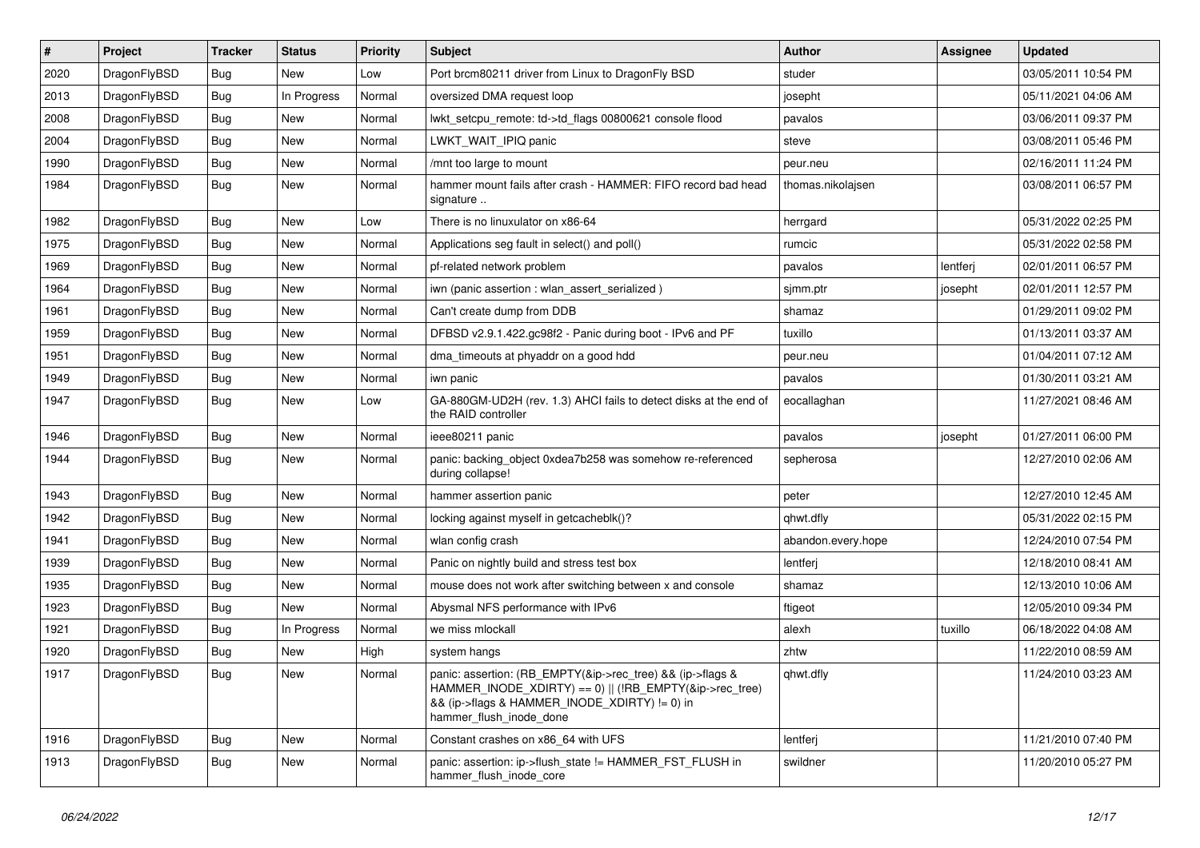| # | Project | Tracker | Status | Priority | Subject | Author | Assignee | Updated |
|---|---|---|---|---|---|---|---|---|
| 2020 | DragonFlyBSD | Bug | New | Low | Port brcm80211 driver from Linux to DragonFly BSD | studer | | 03/05/2011 10:54 PM |
| 2013 | DragonFlyBSD | Bug | In Progress | Normal | oversized DMA request loop | josepht | | 05/11/2021 04:06 AM |
| 2008 | DragonFlyBSD | Bug | New | Normal | lwkt_setcpu_remote: td->td_flags 00800621 console flood | pavalos | | 03/06/2011 09:37 PM |
| 2004 | DragonFlyBSD | Bug | New | Normal | LWKT_WAIT_IPIQ panic | steve | | 03/08/2011 05:46 PM |
| 1990 | DragonFlyBSD | Bug | New | Normal | /mnt too large to mount | peur.neu | | 02/16/2011 11:24 PM |
| 1984 | DragonFlyBSD | Bug | New | Normal | hammer mount fails after crash - HAMMER: FIFO record bad head signature .. | thomas.nikolajsen | | 03/08/2011 06:57 PM |
| 1982 | DragonFlyBSD | Bug | New | Low | There is no linuxulator on x86-64 | herrgard | | 05/31/2022 02:25 PM |
| 1975 | DragonFlyBSD | Bug | New | Normal | Applications seg fault in select() and poll() | rumcic | | 05/31/2022 02:58 PM |
| 1969 | DragonFlyBSD | Bug | New | Normal | pf-related network problem | pavalos | lentferj | 02/01/2011 06:57 PM |
| 1964 | DragonFlyBSD | Bug | New | Normal | iwn (panic assertion : wlan_assert_serialized ) | sjmm.ptr | josepht | 02/01/2011 12:57 PM |
| 1961 | DragonFlyBSD | Bug | New | Normal | Can't create dump from DDB | shamaz | | 01/29/2011 09:02 PM |
| 1959 | DragonFlyBSD | Bug | New | Normal | DFBSD v2.9.1.422.gc98f2 - Panic during boot - IPv6 and PF | tuxillo | | 01/13/2011 03:37 AM |
| 1951 | DragonFlyBSD | Bug | New | Normal | dma_timeouts at phyaddr on a good hdd | peur.neu | | 01/04/2011 07:12 AM |
| 1949 | DragonFlyBSD | Bug | New | Normal | iwn panic | pavalos | | 01/30/2011 03:21 AM |
| 1947 | DragonFlyBSD | Bug | New | Low | GA-880GM-UD2H (rev. 1.3) AHCI fails to detect disks at the end of the RAID controller | eocallaghan | | 11/27/2021 08:46 AM |
| 1946 | DragonFlyBSD | Bug | New | Normal | ieee80211 panic | pavalos | josepht | 01/27/2011 06:00 PM |
| 1944 | DragonFlyBSD | Bug | New | Normal | panic: backing_object 0xdea7b258 was somehow re-referenced during collapse! | sepherosa | | 12/27/2010 02:06 AM |
| 1943 | DragonFlyBSD | Bug | New | Normal | hammer assertion panic | peter | | 12/27/2010 12:45 AM |
| 1942 | DragonFlyBSD | Bug | New | Normal | locking against myself in getcacheblk()? | qhwt.dfly | | 05/31/2022 02:15 PM |
| 1941 | DragonFlyBSD | Bug | New | Normal | wlan config crash | abandon.every.hope | | 12/24/2010 07:54 PM |
| 1939 | DragonFlyBSD | Bug | New | Normal | Panic on nightly build and stress test box | lentferj | | 12/18/2010 08:41 AM |
| 1935 | DragonFlyBSD | Bug | New | Normal | mouse does not work after switching between x and console | shamaz | | 12/13/2010 10:06 AM |
| 1923 | DragonFlyBSD | Bug | New | Normal | Abysmal NFS performance with IPv6 | ftigeot | | 12/05/2010 09:34 PM |
| 1921 | DragonFlyBSD | Bug | In Progress | Normal | we miss mlockall | alexh | tuxillo | 06/18/2022 04:08 AM |
| 1920 | DragonFlyBSD | Bug | New | High | system hangs | zhtw | | 11/22/2010 08:59 AM |
| 1917 | DragonFlyBSD | Bug | New | Normal | panic: assertion: (RB_EMPTY(&ip->rec_tree) && (ip->flags & HAMMER_INODE_XDIRTY) == 0) \|\| (!RB_EMPTY(&ip->rec_tree) && (ip->flags & HAMMER_INODE_XDIRTY) != 0) in hammer_flush_inode_done | qhwt.dfly | | 11/24/2010 03:23 AM |
| 1916 | DragonFlyBSD | Bug | New | Normal | Constant crashes on x86_64 with UFS | lentferj | | 11/21/2010 07:40 PM |
| 1913 | DragonFlyBSD | Bug | New | Normal | panic: assertion: ip->flush_state != HAMMER_FST_FLUSH in hammer_flush_inode_core | swildner | | 11/20/2010 05:27 PM |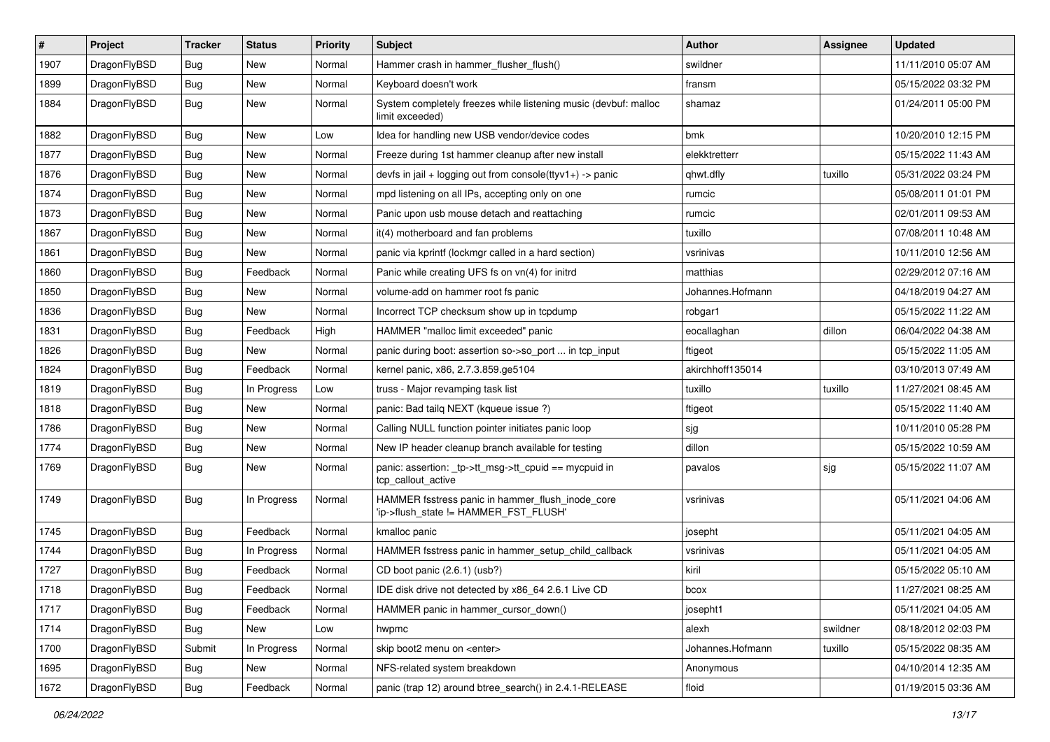| # | Project | Tracker | Status | Priority | Subject | Author | Assignee | Updated |
|---|---|---|---|---|---|---|---|---|
| 1907 | DragonFlyBSD | Bug | New | Normal | Hammer crash in hammer_flusher_flush() | swildner | | 11/11/2010 05:07 AM |
| 1899 | DragonFlyBSD | Bug | New | Normal | Keyboard doesn't work | fransm | | 05/15/2022 03:32 PM |
| 1884 | DragonFlyBSD | Bug | New | Normal | System completely freezes while listening music (devbuf: malloc limit exceeded) | shamaz | | 01/24/2011 05:00 PM |
| 1882 | DragonFlyBSD | Bug | New | Low | Idea for handling new USB vendor/device codes | bmk | | 10/20/2010 12:15 PM |
| 1877 | DragonFlyBSD | Bug | New | Normal | Freeze during 1st hammer cleanup after new install | elekktretterr | | 05/15/2022 11:43 AM |
| 1876 | DragonFlyBSD | Bug | New | Normal | devfs in jail + logging out from console(ttyv1+) -> panic | qhwt.dfly | tuxillo | 05/31/2022 03:24 PM |
| 1874 | DragonFlyBSD | Bug | New | Normal | mpd listening on all IPs, accepting only on one | rumcic | | 05/08/2011 01:01 PM |
| 1873 | DragonFlyBSD | Bug | New | Normal | Panic upon usb mouse detach and reattaching | rumcic | | 02/01/2011 09:53 AM |
| 1867 | DragonFlyBSD | Bug | New | Normal | it(4) motherboard and fan problems | tuxillo | | 07/08/2011 10:48 AM |
| 1861 | DragonFlyBSD | Bug | New | Normal | panic via kprintf (lockmgr called in a hard section) | vsrinivas | | 10/11/2010 12:56 AM |
| 1860 | DragonFlyBSD | Bug | Feedback | Normal | Panic while creating UFS fs on vn(4) for initrd | matthias | | 02/29/2012 07:16 AM |
| 1850 | DragonFlyBSD | Bug | New | Normal | volume-add on hammer root fs panic | Johannes.Hofmann | | 04/18/2019 04:27 AM |
| 1836 | DragonFlyBSD | Bug | New | Normal | Incorrect TCP checksum show up in tcpdump | robgar1 | | 05/15/2022 11:22 AM |
| 1831 | DragonFlyBSD | Bug | Feedback | High | HAMMER "malloc limit exceeded" panic | eocallaghan | dillon | 06/04/2022 04:38 AM |
| 1826 | DragonFlyBSD | Bug | New | Normal | panic during boot: assertion so->so_port ... in tcp_input | ftigeot | | 05/15/2022 11:05 AM |
| 1824 | DragonFlyBSD | Bug | Feedback | Normal | kernel panic, x86, 2.7.3.859.ge5104 | akirchhoff135014 | | 03/10/2013 07:49 AM |
| 1819 | DragonFlyBSD | Bug | In Progress | Low | truss - Major revamping task list | tuxillo | tuxillo | 11/27/2021 08:45 AM |
| 1818 | DragonFlyBSD | Bug | New | Normal | panic: Bad tailq NEXT (kqueue issue ?) | ftigeot | | 05/15/2022 11:40 AM |
| 1786 | DragonFlyBSD | Bug | New | Normal | Calling NULL function pointer initiates panic loop | sjg | | 10/11/2010 05:28 PM |
| 1774 | DragonFlyBSD | Bug | New | Normal | New IP header cleanup branch available for testing | dillon | | 05/15/2022 10:59 AM |
| 1769 | DragonFlyBSD | Bug | New | Normal | panic: assertion: _tp->tt_msg->tt_cpuid == mycpuid in tcp_callout_active | pavalos | sjg | 05/15/2022 11:07 AM |
| 1749 | DragonFlyBSD | Bug | In Progress | Normal | HAMMER fsstress panic in hammer_flush_inode_core 'ip->flush_state != HAMMER_FST_FLUSH' | vsrinivas | | 05/11/2021 04:06 AM |
| 1745 | DragonFlyBSD | Bug | Feedback | Normal | kmalloc panic | josepht | | 05/11/2021 04:05 AM |
| 1744 | DragonFlyBSD | Bug | In Progress | Normal | HAMMER fsstress panic in hammer_setup_child_callback | vsrinivas | | 05/11/2021 04:05 AM |
| 1727 | DragonFlyBSD | Bug | Feedback | Normal | CD boot panic (2.6.1) (usb?) | kiril | | 05/15/2022 05:10 AM |
| 1718 | DragonFlyBSD | Bug | Feedback | Normal | IDE disk drive not detected by x86_64 2.6.1 Live CD | bcox | | 11/27/2021 08:25 AM |
| 1717 | DragonFlyBSD | Bug | Feedback | Normal | HAMMER panic in hammer_cursor_down() | josepht1 | | 05/11/2021 04:05 AM |
| 1714 | DragonFlyBSD | Bug | New | Low | hwpmc | alexh | swildner | 08/18/2012 02:03 PM |
| 1700 | DragonFlyBSD | Submit | In Progress | Normal | skip boot2 menu on <enter> | Johannes.Hofmann | tuxillo | 05/15/2022 08:35 AM |
| 1695 | DragonFlyBSD | Bug | New | Normal | NFS-related system breakdown | Anonymous | | 04/10/2014 12:35 AM |
| 1672 | DragonFlyBSD | Bug | Feedback | Normal | panic (trap 12) around btree_search() in 2.4.1-RELEASE | floid | | 01/19/2015 03:36 AM |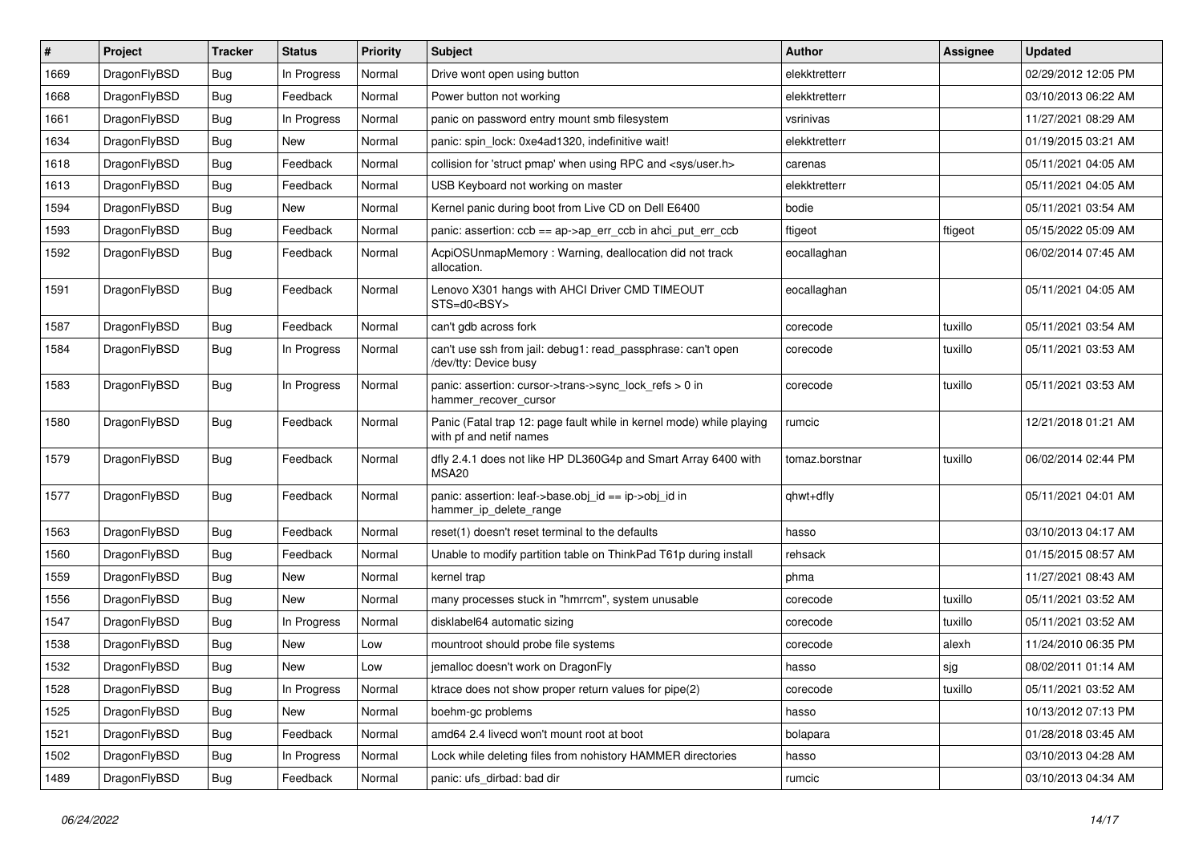| # | Project | Tracker | Status | Priority | Subject | Author | Assignee | Updated |
|---|---|---|---|---|---|---|---|---|
| 1669 | DragonFlyBSD | Bug | In Progress | Normal | Drive wont open using button | elekktretterr | | 02/29/2012 12:05 PM |
| 1668 | DragonFlyBSD | Bug | Feedback | Normal | Power button not working | elekktretterr | | 03/10/2013 06:22 AM |
| 1661 | DragonFlyBSD | Bug | In Progress | Normal | panic on password entry mount smb filesystem | vsrinivas | | 11/27/2021 08:29 AM |
| 1634 | DragonFlyBSD | Bug | New | Normal | panic: spin_lock: 0xe4ad1320, indefinitive wait! | elekktretterr | | 01/19/2015 03:21 AM |
| 1618 | DragonFlyBSD | Bug | Feedback | Normal | collision for 'struct pmap' when using RPC and <sys/user.h> | carenas | | 05/11/2021 04:05 AM |
| 1613 | DragonFlyBSD | Bug | Feedback | Normal | USB Keyboard not working on master | elekktretterr | | 05/11/2021 04:05 AM |
| 1594 | DragonFlyBSD | Bug | New | Normal | Kernel panic during boot from Live CD on Dell E6400 | bodie | | 05/11/2021 03:54 AM |
| 1593 | DragonFlyBSD | Bug | Feedback | Normal | panic: assertion: ccb == ap->ap_err_ccb in ahci_put_err_ccb | ftigeot | ftigeot | 05/15/2022 05:09 AM |
| 1592 | DragonFlyBSD | Bug | Feedback | Normal | AcpiOSUnmapMemory : Warning, deallocation did not track allocation. | eocallaghan | | 06/02/2014 07:45 AM |
| 1591 | DragonFlyBSD | Bug | Feedback | Normal | Lenovo X301 hangs with AHCI Driver CMD TIMEOUT STS=d0<BSY> | eocallaghan | | 05/11/2021 04:05 AM |
| 1587 | DragonFlyBSD | Bug | Feedback | Normal | can't gdb across fork | corecode | tuxillo | 05/11/2021 03:54 AM |
| 1584 | DragonFlyBSD | Bug | In Progress | Normal | can't use ssh from jail: debug1: read_passphrase: can't open /dev/tty: Device busy | corecode | tuxillo | 05/11/2021 03:53 AM |
| 1583 | DragonFlyBSD | Bug | In Progress | Normal | panic: assertion: cursor->trans->sync_lock_refs > 0 in hammer_recover_cursor | corecode | tuxillo | 05/11/2021 03:53 AM |
| 1580 | DragonFlyBSD | Bug | Feedback | Normal | Panic (Fatal trap 12: page fault while in kernel mode) while playing with pf and netif names | rumcic | | 12/21/2018 01:21 AM |
| 1579 | DragonFlyBSD | Bug | Feedback | Normal | dfly 2.4.1 does not like HP DL360G4p and Smart Array 6400 with MSA20 | tomaz.borstnar | tuxillo | 06/02/2014 02:44 PM |
| 1577 | DragonFlyBSD | Bug | Feedback | Normal | panic: assertion: leaf->base.obj_id == ip->obj_id in hammer_ip_delete_range | qhwt+dfly | | 05/11/2021 04:01 AM |
| 1563 | DragonFlyBSD | Bug | Feedback | Normal | reset(1) doesn't reset terminal to the defaults | hasso | | 03/10/2013 04:17 AM |
| 1560 | DragonFlyBSD | Bug | Feedback | Normal | Unable to modify partition table on ThinkPad T61p during install | rehsack | | 01/15/2015 08:57 AM |
| 1559 | DragonFlyBSD | Bug | New | Normal | kernel trap | phma | | 11/27/2021 08:43 AM |
| 1556 | DragonFlyBSD | Bug | New | Normal | many processes stuck in "hmrrcm", system unusable | corecode | tuxillo | 05/11/2021 03:52 AM |
| 1547 | DragonFlyBSD | Bug | In Progress | Normal | disklabel64 automatic sizing | corecode | tuxillo | 05/11/2021 03:52 AM |
| 1538 | DragonFlyBSD | Bug | New | Low | mountroot should probe file systems | corecode | alexh | 11/24/2010 06:35 PM |
| 1532 | DragonFlyBSD | Bug | New | Low | jemalloc doesn't work on DragonFly | hasso | sjg | 08/02/2011 01:14 AM |
| 1528 | DragonFlyBSD | Bug | In Progress | Normal | ktrace does not show proper return values for pipe(2) | corecode | tuxillo | 05/11/2021 03:52 AM |
| 1525 | DragonFlyBSD | Bug | New | Normal | boehm-gc problems | hasso | | 10/13/2012 07:13 PM |
| 1521 | DragonFlyBSD | Bug | Feedback | Normal | amd64 2.4 livecd won't mount root at boot | bolapara | | 01/28/2018 03:45 AM |
| 1502 | DragonFlyBSD | Bug | In Progress | Normal | Lock while deleting files from nohistory HAMMER directories | hasso | | 03/10/2013 04:28 AM |
| 1489 | DragonFlyBSD | Bug | Feedback | Normal | panic: ufs_dirbad: bad dir | rumcic | | 03/10/2013 04:34 AM |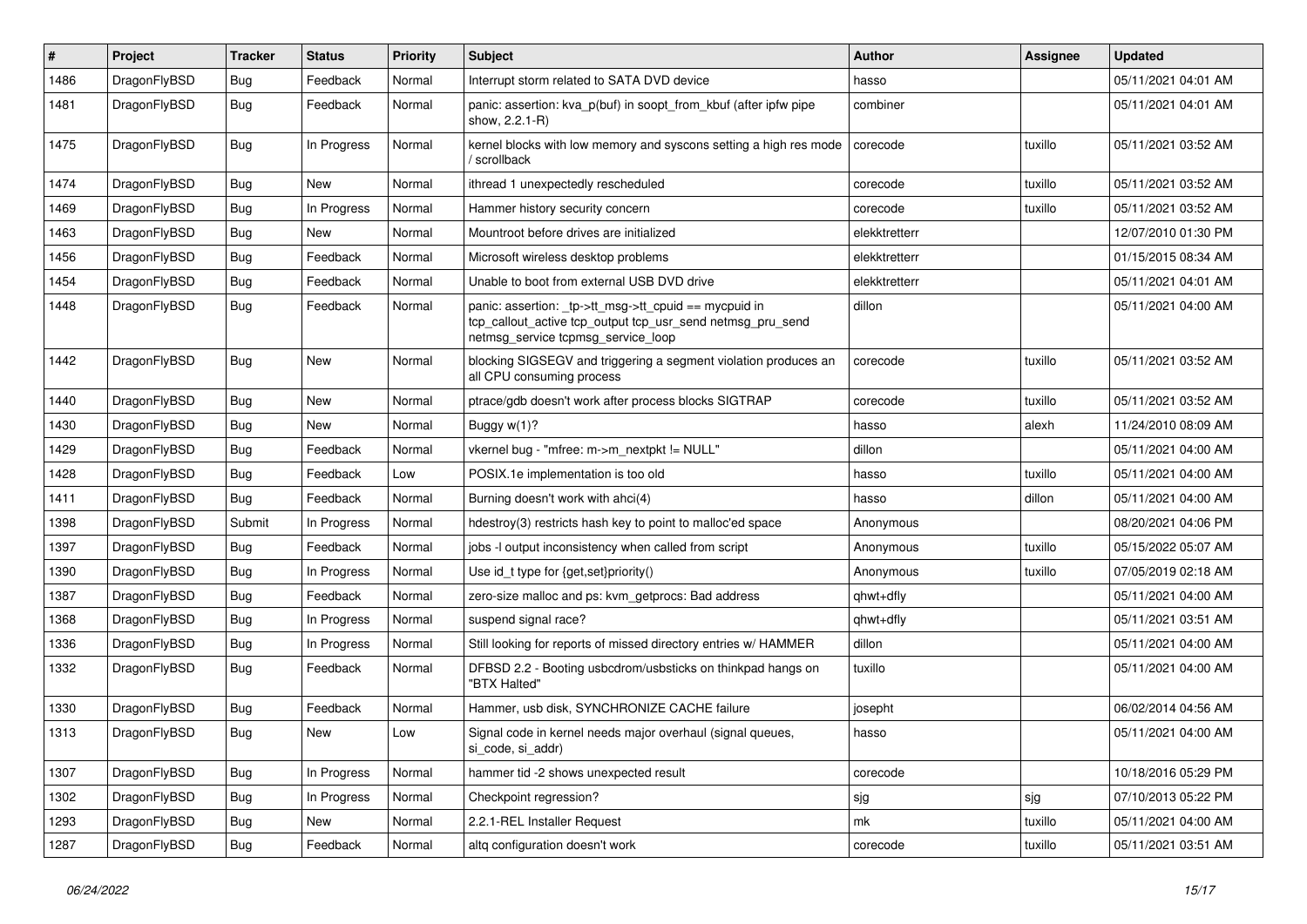| # | Project | Tracker | Status | Priority | Subject | Author | Assignee | Updated |
|---|---|---|---|---|---|---|---|---|
| 1486 | DragonFlyBSD | Bug | Feedback | Normal | Interrupt storm related to SATA DVD device | hasso | | 05/11/2021 04:01 AM |
| 1481 | DragonFlyBSD | Bug | Feedback | Normal | panic: assertion: kva_p(buf) in soopt_from_kbuf (after ipfw pipe show, 2.2.1-R) | combiner | | 05/11/2021 04:01 AM |
| 1475 | DragonFlyBSD | Bug | In Progress | Normal | kernel blocks with low memory and syscons setting a high res mode / scrollback | corecode | tuxillo | 05/11/2021 03:52 AM |
| 1474 | DragonFlyBSD | Bug | New | Normal | ithread 1 unexpectedly rescheduled | corecode | tuxillo | 05/11/2021 03:52 AM |
| 1469 | DragonFlyBSD | Bug | In Progress | Normal | Hammer history security concern | corecode | tuxillo | 05/11/2021 03:52 AM |
| 1463 | DragonFlyBSD | Bug | New | Normal | Mountroot before drives are initialized | elekktretterr | | 12/07/2010 01:30 PM |
| 1456 | DragonFlyBSD | Bug | Feedback | Normal | Microsoft wireless desktop problems | elekktretterr | | 01/15/2015 08:34 AM |
| 1454 | DragonFlyBSD | Bug | Feedback | Normal | Unable to boot from external USB DVD drive | elekktretterr | | 05/11/2021 04:01 AM |
| 1448 | DragonFlyBSD | Bug | Feedback | Normal | panic: assertion: _tp->tt_msg->tt_cpuid == mycpuid in tcp_callout_active tcp_output tcp_usr_send netmsg_pru_send netmsg_service tcpmsg_service_loop | dillon | | 05/11/2021 04:00 AM |
| 1442 | DragonFlyBSD | Bug | New | Normal | blocking SIGSEGV and triggering a segment violation produces an all CPU consuming process | corecode | tuxillo | 05/11/2021 03:52 AM |
| 1440 | DragonFlyBSD | Bug | New | Normal | ptrace/gdb doesn't work after process blocks SIGTRAP | corecode | tuxillo | 05/11/2021 03:52 AM |
| 1430 | DragonFlyBSD | Bug | New | Normal | Buggy w(1)? | hasso | alexh | 11/24/2010 08:09 AM |
| 1429 | DragonFlyBSD | Bug | Feedback | Normal | vkernel bug - "mfree: m->m_nextpkt != NULL" | dillon | | 05/11/2021 04:00 AM |
| 1428 | DragonFlyBSD | Bug | Feedback | Low | POSIX.1e implementation is too old | hasso | tuxillo | 05/11/2021 04:00 AM |
| 1411 | DragonFlyBSD | Bug | Feedback | Normal | Burning doesn't work with ahci(4) | hasso | dillon | 05/11/2021 04:00 AM |
| 1398 | DragonFlyBSD | Submit | In Progress | Normal | hdestroy(3) restricts hash key to point to malloc'ed space | Anonymous | | 08/20/2021 04:06 PM |
| 1397 | DragonFlyBSD | Bug | Feedback | Normal | jobs -l output inconsistency when called from script | Anonymous | tuxillo | 05/15/2022 05:07 AM |
| 1390 | DragonFlyBSD | Bug | In Progress | Normal | Use id_t type for {get,set}priority() | Anonymous | tuxillo | 07/05/2019 02:18 AM |
| 1387 | DragonFlyBSD | Bug | Feedback | Normal | zero-size malloc and ps: kvm_getprocs: Bad address | qhwt+dfly | | 05/11/2021 04:00 AM |
| 1368 | DragonFlyBSD | Bug | In Progress | Normal | suspend signal race? | qhwt+dfly | | 05/11/2021 03:51 AM |
| 1336 | DragonFlyBSD | Bug | In Progress | Normal | Still looking for reports of missed directory entries w/ HAMMER | dillon | | 05/11/2021 04:00 AM |
| 1332 | DragonFlyBSD | Bug | Feedback | Normal | DFBSD 2.2 - Booting usbcdrom/usbsticks on thinkpad hangs on "BTX Halted" | tuxillo | | 05/11/2021 04:00 AM |
| 1330 | DragonFlyBSD | Bug | Feedback | Normal | Hammer, usb disk, SYNCHRONIZE CACHE failure | josepht | | 06/02/2014 04:56 AM |
| 1313 | DragonFlyBSD | Bug | New | Low | Signal code in kernel needs major overhaul (signal queues, si_code, si_addr) | hasso | | 05/11/2021 04:00 AM |
| 1307 | DragonFlyBSD | Bug | In Progress | Normal | hammer tid -2 shows unexpected result | corecode | | 10/18/2016 05:29 PM |
| 1302 | DragonFlyBSD | Bug | In Progress | Normal | Checkpoint regression? | sjg | sjg | 07/10/2013 05:22 PM |
| 1293 | DragonFlyBSD | Bug | New | Normal | 2.2.1-REL Installer Request | mk | tuxillo | 05/11/2021 04:00 AM |
| 1287 | DragonFlyBSD | Bug | Feedback | Normal | altq configuration doesn't work | corecode | tuxillo | 05/11/2021 03:51 AM |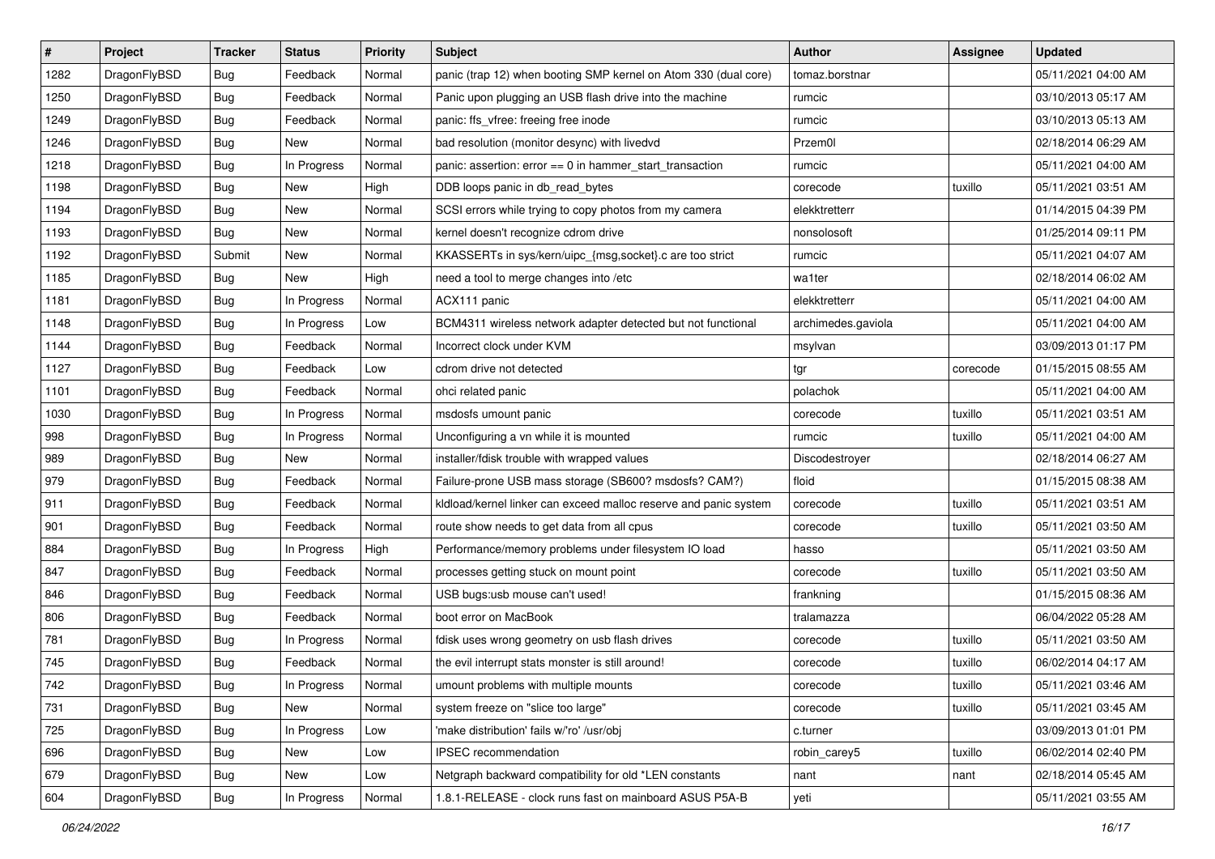| # | Project | Tracker | Status | Priority | Subject | Author | Assignee | Updated |
|---|---|---|---|---|---|---|---|---|
| 1282 | DragonFlyBSD | Bug | Feedback | Normal | panic (trap 12) when booting SMP kernel on Atom 330 (dual core) | tomaz.borstnar | | 05/11/2021 04:00 AM |
| 1250 | DragonFlyBSD | Bug | Feedback | Normal | Panic upon plugging an USB flash drive into the machine | rumcic | | 03/10/2013 05:17 AM |
| 1249 | DragonFlyBSD | Bug | Feedback | Normal | panic: ffs_vfree: freeing free inode | rumcic | | 03/10/2013 05:13 AM |
| 1246 | DragonFlyBSD | Bug | New | Normal | bad resolution (monitor desync) with livedvd | Przem0l | | 02/18/2014 06:29 AM |
| 1218 | DragonFlyBSD | Bug | In Progress | Normal | panic: assertion: error == 0 in hammer_start_transaction | rumcic | | 05/11/2021 04:00 AM |
| 1198 | DragonFlyBSD | Bug | New | High | DDB loops panic in db_read_bytes | corecode | tuxillo | 05/11/2021 03:51 AM |
| 1194 | DragonFlyBSD | Bug | New | Normal | SCSI errors while trying to copy photos from my camera | elekktretterr | | 01/14/2015 04:39 PM |
| 1193 | DragonFlyBSD | Bug | New | Normal | kernel doesn't recognize cdrom drive | nonsolosoft | | 01/25/2014 09:11 PM |
| 1192 | DragonFlyBSD | Submit | New | Normal | KKASSERTs in sys/kern/uipc_{msg,socket}.c are too strict | rumcic | | 05/11/2021 04:07 AM |
| 1185 | DragonFlyBSD | Bug | New | High | need a tool to merge changes into /etc | wa1ter | | 02/18/2014 06:02 AM |
| 1181 | DragonFlyBSD | Bug | In Progress | Normal | ACX111 panic | elekktretterr | | 05/11/2021 04:00 AM |
| 1148 | DragonFlyBSD | Bug | In Progress | Low | BCM4311 wireless network adapter detected but not functional | archimedes.gaviola | | 05/11/2021 04:00 AM |
| 1144 | DragonFlyBSD | Bug | Feedback | Normal | Incorrect clock under KVM | msylvan | | 03/09/2013 01:17 PM |
| 1127 | DragonFlyBSD | Bug | Feedback | Low | cdrom drive not detected | tgr | corecode | 01/15/2015 08:55 AM |
| 1101 | DragonFlyBSD | Bug | Feedback | Normal | ohci related panic | polachok | | 05/11/2021 04:00 AM |
| 1030 | DragonFlyBSD | Bug | In Progress | Normal | msdosfs umount panic | corecode | tuxillo | 05/11/2021 03:51 AM |
| 998 | DragonFlyBSD | Bug | In Progress | Normal | Unconfiguring a vn while it is mounted | rumcic | tuxillo | 05/11/2021 04:00 AM |
| 989 | DragonFlyBSD | Bug | New | Normal | installer/fdisk trouble with wrapped values | Discodestroyer | | 02/18/2014 06:27 AM |
| 979 | DragonFlyBSD | Bug | Feedback | Normal | Failure-prone USB mass storage (SB600? msdosfs? CAM?) | floid | | 01/15/2015 08:38 AM |
| 911 | DragonFlyBSD | Bug | Feedback | Normal | kldload/kernel linker can exceed malloc reserve and panic system | corecode | tuxillo | 05/11/2021 03:51 AM |
| 901 | DragonFlyBSD | Bug | Feedback | Normal | route show needs to get data from all cpus | corecode | tuxillo | 05/11/2021 03:50 AM |
| 884 | DragonFlyBSD | Bug | In Progress | High | Performance/memory problems under filesystem IO load | hasso | | 05/11/2021 03:50 AM |
| 847 | DragonFlyBSD | Bug | Feedback | Normal | processes getting stuck on mount point | corecode | tuxillo | 05/11/2021 03:50 AM |
| 846 | DragonFlyBSD | Bug | Feedback | Normal | USB bugs:usb mouse can't used! | frankning | | 01/15/2015 08:36 AM |
| 806 | DragonFlyBSD | Bug | Feedback | Normal | boot error on MacBook | tralamazza | | 06/04/2022 05:28 AM |
| 781 | DragonFlyBSD | Bug | In Progress | Normal | fdisk uses wrong geometry on usb flash drives | corecode | tuxillo | 05/11/2021 03:50 AM |
| 745 | DragonFlyBSD | Bug | Feedback | Normal | the evil interrupt stats monster is still around! | corecode | tuxillo | 06/02/2014 04:17 AM |
| 742 | DragonFlyBSD | Bug | In Progress | Normal | umount problems with multiple mounts | corecode | tuxillo | 05/11/2021 03:46 AM |
| 731 | DragonFlyBSD | Bug | New | Normal | system freeze on "slice too large" | corecode | tuxillo | 05/11/2021 03:45 AM |
| 725 | DragonFlyBSD | Bug | In Progress | Low | 'make distribution' fails w/'ro' /usr/obj | c.turner | | 03/09/2013 01:01 PM |
| 696 | DragonFlyBSD | Bug | New | Low | IPSEC recommendation | robin_carey5 | tuxillo | 06/02/2014 02:40 PM |
| 679 | DragonFlyBSD | Bug | New | Low | Netgraph backward compatibility for old *LEN constants | nant | nant | 02/18/2014 05:45 AM |
| 604 | DragonFlyBSD | Bug | In Progress | Normal | 1.8.1-RELEASE - clock runs fast on mainboard ASUS P5A-B | yeti | | 05/11/2021 03:55 AM |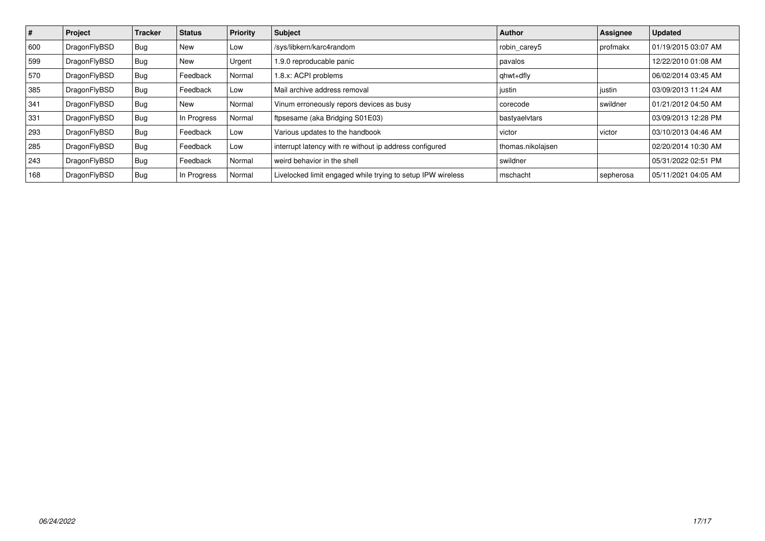| # | Project | Tracker | Status | Priority | Subject | Author | Assignee | Updated |
|---|---|---|---|---|---|---|---|---|
| 600 | DragonFlyBSD | Bug | New | Low | /sys/libkern/karc4random | robin_carey5 | profmakx | 01/19/2015 03:07 AM |
| 599 | DragonFlyBSD | Bug | New | Urgent | 1.9.0 reproducable panic | pavalos | | 12/22/2010 01:08 AM |
| 570 | DragonFlyBSD | Bug | Feedback | Normal | 1.8.x: ACPI problems | qhwt+dfly | | 06/02/2014 03:45 AM |
| 385 | DragonFlyBSD | Bug | Feedback | Low | Mail archive address removal | justin | justin | 03/09/2013 11:24 AM |
| 341 | DragonFlyBSD | Bug | New | Normal | Vinum erroneously repors devices as busy | corecode | swildner | 01/21/2012 04:50 AM |
| 331 | DragonFlyBSD | Bug | In Progress | Normal | ftpsesame (aka Bridging S01E03) | bastyaelvtars | | 03/09/2013 12:28 PM |
| 293 | DragonFlyBSD | Bug | Feedback | Low | Various updates to the handbook | victor | victor | 03/10/2013 04:46 AM |
| 285 | DragonFlyBSD | Bug | Feedback | Low | interrupt latency with re without ip address configured | thomas.nikolajsen | | 02/20/2014 10:30 AM |
| 243 | DragonFlyBSD | Bug | Feedback | Normal | weird behavior in the shell | swildner | | 05/31/2022 02:51 PM |
| 168 | DragonFlyBSD | Bug | In Progress | Normal | Livelocked limit engaged while trying to setup IPW wireless | mschacht | sepherosa | 05/11/2021 04:05 AM |